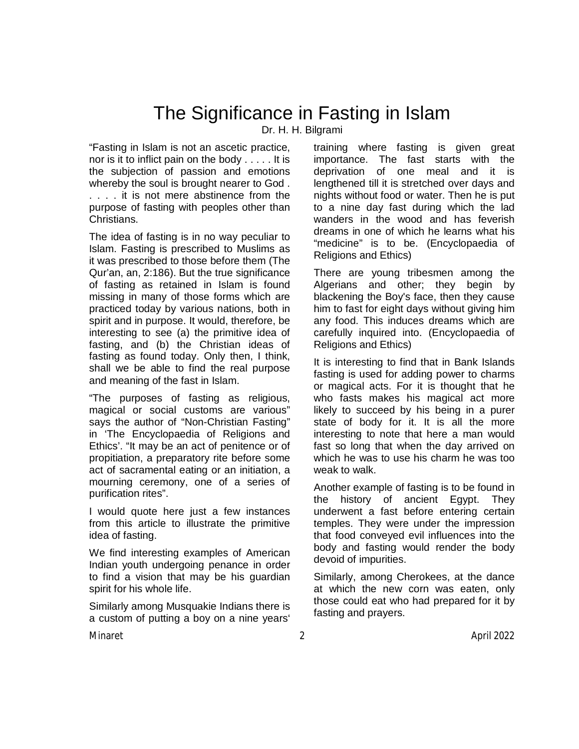# The Significance in Fasting in Islam

Dr. H. H. Bilgrami

"Fasting in Islam is not an ascetic practice, nor is it to inflict pain on the body . . . . . It is the subjection of passion and emotions whereby the soul is brought nearer to God . . . . . it is not mere abstinence from the purpose of fasting with peoples other than Christians.

The idea of fasting is in no way peculiar to Islam. Fasting is prescribed to Muslims as it was prescribed to those before them (The Qur'an, an, 2:186). But the true significance of fasting as retained in Islam is found missing in many of those forms which are practiced today by various nations, both in spirit and in purpose. It would, therefore, be interesting to see (a) the primitive idea of fasting, and (b) the Christian ideas of fasting as found today. Only then, I think, shall we be able to find the real purpose and meaning of the fast in Islam.

"The purposes of fasting as religious, magical or social customs are various" says the author of "Non-Christian Fasting" in 'The Encyclopaedia of Religions and Ethics'. "It may be an act of penitence or of propitiation, a preparatory rite before some act of sacramental eating or an initiation, a mourning ceremony, one of a series of purification rites".

I would quote here just a few instances from this article to illustrate the primitive idea of fasting.

We find interesting examples of American Indian youth undergoing penance in order to find a vision that may be his guardian spirit for his whole life.

Similarly among Musquakie Indians there is a custom of putting a boy on a nine years' training where fasting is given great importance. The fast starts with the deprivation of one meal and it is lengthened till it is stretched over days and nights without food or water. Then he is put to a nine day fast during which the lad wanders in the wood and has feverish dreams in one of which he learns what his "medicine" is to be. (Encyclopaedia of Religions and Ethics)

There are young tribesmen among the Algerians and other; they begin by blackening the Boy's face, then they cause him to fast for eight days without giving him any food. This induces dreams which are carefully inquired into. (Encyclopaedia of Religions and Ethics)

It is interesting to find that in Bank Islands fasting is used for adding power to charms or magical acts. For it is thought that he who fasts makes his magical act more likely to succeed by his being in a purer state of body for it. It is all the more interesting to note that here a man would fast so long that when the day arrived on which he was to use his charm he was too weak to walk.

Another example of fasting is to be found in the history of ancient Egypt. They underwent a fast before entering certain temples. They were under the impression that food conveyed evil influences into the body and fasting would render the body devoid of impurities.

Similarly, among Cherokees, at the dance at which the new corn was eaten, only those could eat who had prepared for it by fasting and prayers.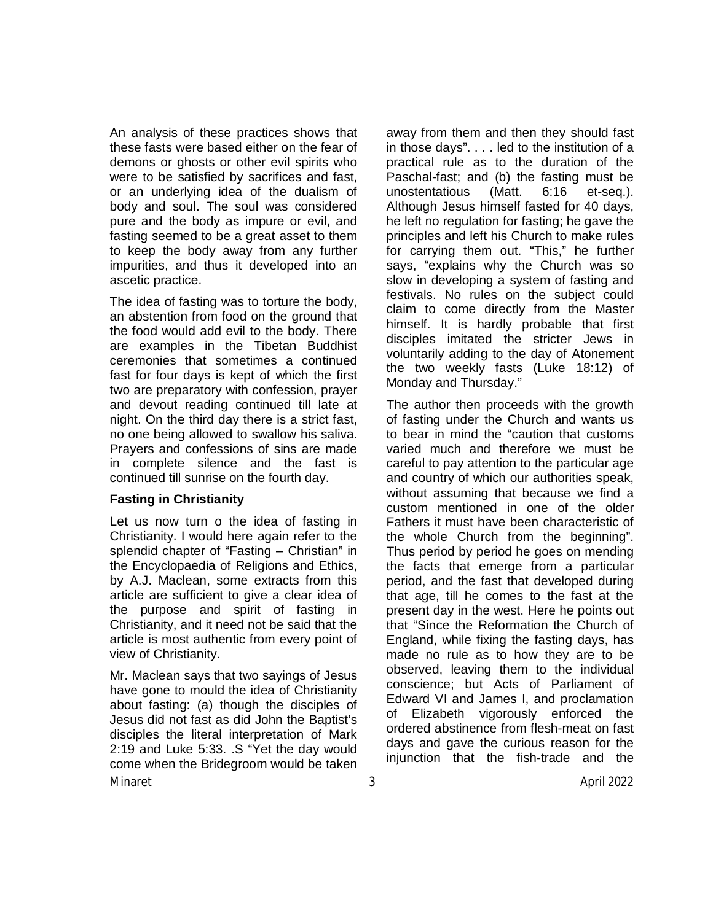An analysis of these practices shows that these fasts were based either on the fear of demons or ghosts or other evil spirits who were to be satisfied by sacrifices and fast, or an underlying idea of the dualism of body and soul. The soul was considered pure and the body as impure or evil, and fasting seemed to be a great asset to them to keep the body away from any further impurities, and thus it developed into an ascetic practice.

The idea of fasting was to torture the body, an abstention from food on the ground that the food would add evil to the body. There are examples in the Tibetan Buddhist ceremonies that sometimes a continued fast for four days is kept of which the first two are preparatory with confession, prayer and devout reading continued till late at night. On the third day there is a strict fast, no one being allowed to swallow his saliva. Prayers and confessions of sins are made in complete silence and the fast is continued till sunrise on the fourth day.

**Fasting in Christianity**

Let us now turn o the idea of fasting in Christianity. I would here again refer to the splendid chapter of "Fasting – Christian" in the Encyclopaedia of Religions and Ethics, by A.J. Maclean, some extracts from this article are sufficient to give a clear idea of the purpose and spirit of fasting in Christianity, and it need not be said that the article is most authentic from every point of view of Christianity.

Mr. Maclean says that two sayings of Jesus have gone to mould the idea of Christianity about fasting: (a) though the disciples of Jesus did not fast as did John the Baptist's disciples the literal interpretation of Mark 2:19 and Luke 5:33. .S "Yet the day would come when the Bridegroom would be taken away from them and then they should fast in those days". . . . led to the institution of a practical rule as to the duration of the Paschal-fast; and (b) the fasting must be unostentatious (Matt. 6:16 et-seq.). Although Jesus himself fasted for 40 days, he left no regulation for fasting; he gave the principles and left his Church to make rules for carrying them out. "This," he further says, "explains why the Church was so slow in developing a system of fasting and festivals. No rules on the subject could claim to come directly from the Master himself. It is hardly probable that first disciples imitated the stricter Jews in voluntarily adding to the day of Atonement the two weekly fasts (Luke 18:12) of Monday and Thursday."

The author then proceeds with the growth of fasting under the Church and wants us to bear in mind the "caution that customs varied much and therefore we must be careful to pay attention to the particular age and country of which our authorities speak, without assuming that because we find a custom mentioned in one of the older Fathers it must have been characteristic of the whole Church from the beginning". Thus period by period he goes on mending the facts that emerge from a particular period, and the fast that developed during that age, till he comes to the fast at the present day in the west. Here he points out that "Since the Reformation the Church of England, while fixing the fasting days, has made no rule as to how they are to be observed, leaving them to the individual conscience; but Acts of Parliament of Edward VI and James I, and proclamation of Elizabeth vigorously enforced the ordered abstinence from flesh-meat on fast days and gave the curious reason for the injunction that the fish-trade and the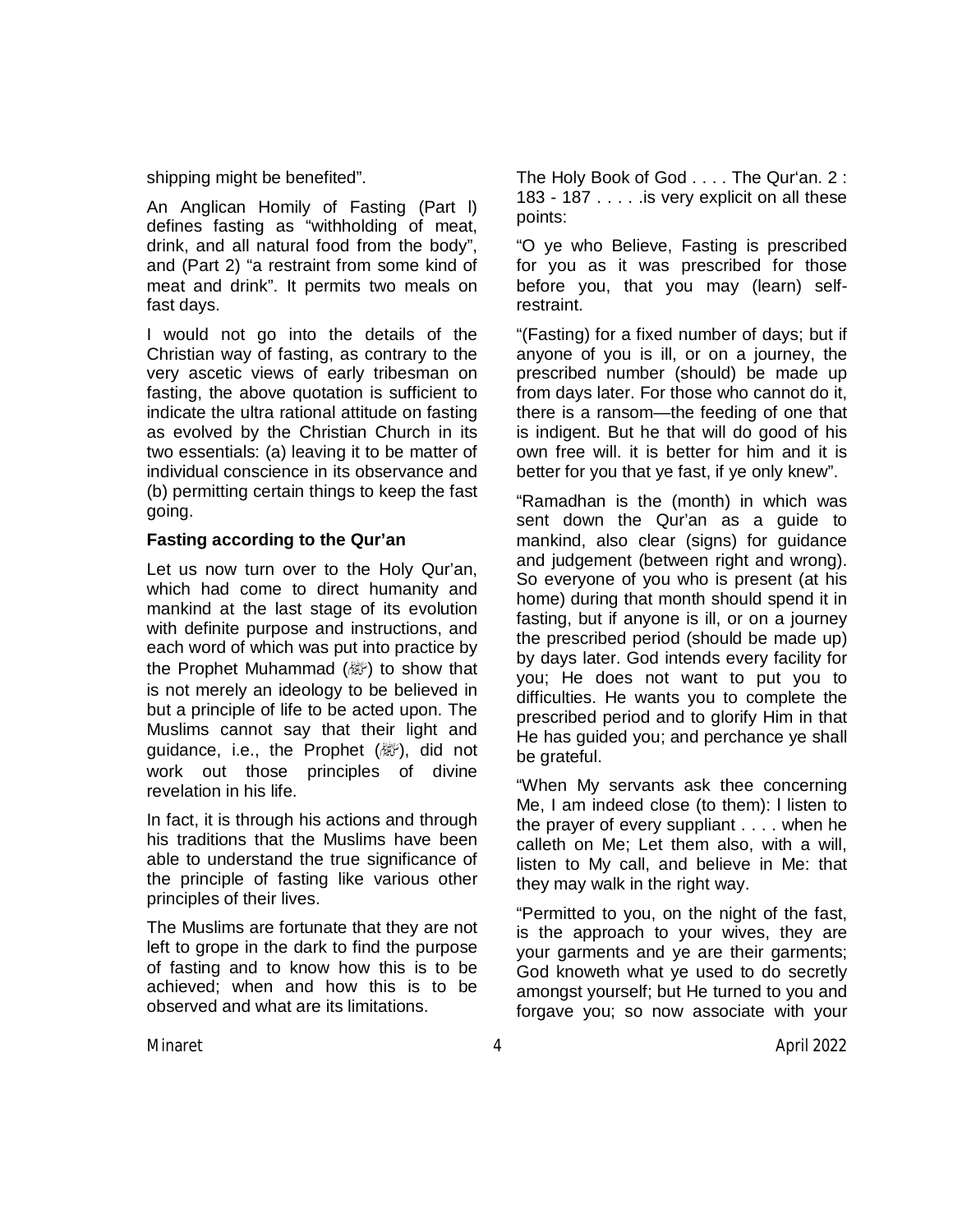shipping might be benefited".

An Anglican Homily of Fasting (Part l) defines fasting as "withholding of meat, drink, and all natural food from the body", and (Part 2) "a restraint from some kind of meat and drink". It permits two meals on fast days.

I would not go into the details of the Christian way of fasting, as contrary to the very ascetic views of early tribesman on fasting, the above quotation is sufficient to indicate the ultra rational attitude on fasting as evolved by the Christian Church in its two essentials: (a) leaving it to be matter of individual conscience in its observance and (b) permitting certain things to keep the fast going.

**Fasting according to the Qur'an**

Let us now turn over to the Holy Qur'an, which had come to direct humanity and mankind at the last stage of its evolution with definite purpose and instructions, and each word of which was put into practice by the Prophet Muhammad (ﷺ) to show that is not merely an ideology to be believed in but a principle of life to be acted upon. The Muslims cannot say that their light and guidance, i.e., the Prophet (ﷺ), did not work out those principles of divine revelation in his life.

In fact, it is through his actions and through his traditions that the Muslims have been able to understand the true significance of the principle of fasting like various other principles of their lives.

The Muslims are fortunate that they are not left to grope in the dark to find the purpose of fasting and to know how this is to be achieved; when and how this is to be observed and what are its limitations.

The Holy Book of God . . . . The Qur'an. 2 : 183 - 187 . . . . .is very explicit on all these points:

"O ye who Believe, Fasting is prescribed for you as it was prescribed for those before you, that you may (learn) self-restraint.

"(Fasting) for a fixed number of days; but if anyone of you is ill, or on a journey, the prescribed number (should) be made up from days later. For those who cannot do it, there is a ransom—the feeding of one that is indigent. But he that will do good of his own free will. it is better for him and it is better for you that ye fast, if ye only knew".

"Ramadhan is the (month) in which was sent down the Qur'an as a guide to mankind, also clear (signs) for guidance and judgement (between right and wrong). So everyone of you who is present (at his home) during that month should spend it in fasting, but if anyone is ill, or on a journey the prescribed period (should be made up) by days later. God intends every facility for you; He does not want to put you to difficulties. He wants you to complete the prescribed period and to glorify Him in that He has guided you; and perchance ye shall be grateful.

"When My servants ask thee concerning Me, I am indeed close (to them): I listen to the prayer of every suppliant . . . . when he calleth on Me; Let them also, with a will, listen to My call, and believe in Me: that they may walk in the right way.

"Permitted to you, on the night of the fast, is the approach to your wives, they are your garments and ye are their garments; God knoweth what ye used to do secretly amongst yourself; but He turned to you and forgave you; so now associate with your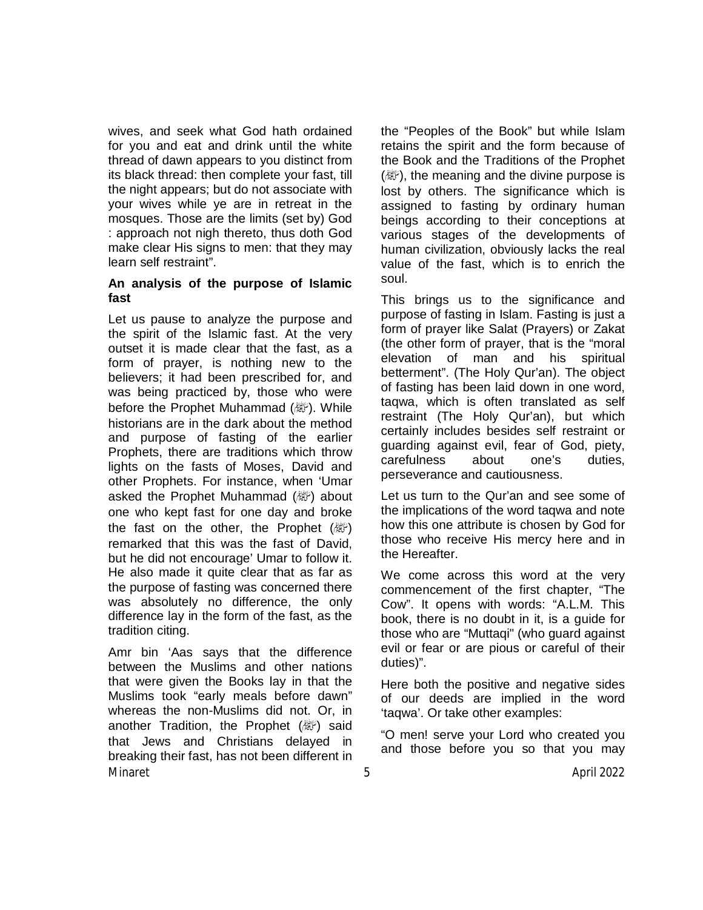wives, and seek what God hath ordained for you and eat and drink until the white thread of dawn appears to you distinct from its black thread: then complete your fast, till the night appears; but do not associate with your wives while ye are in retreat in the mosques. Those are the limits (set by) God : approach not nigh thereto, thus doth God make clear His signs to men: that they may learn self restraint".

**An analysis of the purpose of Islamic fast**

Let us pause to analyze the purpose and the spirit of the Islamic fast. At the very outset it is made clear that the fast, as a form of prayer, is nothing new to the believers; it had been prescribed for, and was being practiced by, those who were before the Prophet Muhammad (ﷺ). While historians are in the dark about the method and purpose of fasting of the earlier Prophets, there are traditions which throw lights on the fasts of Moses, David and other Prophets. For instance, when 'Umar asked the Prophet Muhammad (ﷺ) about one who kept fast for one day and broke the fast on the other, the Prophet (ﷺ) remarked that this was the fast of David, but he did not encourage' Umar to follow it. He also made it quite clear that as far as the purpose of fasting was concerned there was absolutely no difference, the only difference lay in the form of the fast, as the tradition citing.

Amr bin 'Aas says that the difference between the Muslims and other nations that were given the Books lay in that the Muslims took "early meals before dawn" whereas the non-Muslims did not. Or, in another Tradition, the Prophet (ﷺ) said that Jews and Christians delayed in breaking their fast, has not been different in the "Peoples of the Book" but while Islam retains the spirit and the form because of the Book and the Traditions of the Prophet (ﷺ), the meaning and the divine purpose is lost by others. The significance which is assigned to fasting by ordinary human beings according to their conceptions at various stages of the developments of human civilization, obviously lacks the real value of the fast, which is to enrich the soul.

This brings us to the significance and purpose of fasting in Islam. Fasting is just a form of prayer like Salat (Prayers) or Zakat (the other form of prayer, that is the "moral elevation of man and his spiritual betterment". (The Holy Qur'an). The object of fasting has been laid down in one word, taqwa, which is often translated as self restraint (The Holy Qur'an), but which certainly includes besides self restraint or guarding against evil, fear of God, piety, carefulness about one's duties, perseverance and cautiousness.

Let us turn to the Qur'an and see some of the implications of the word taqwa and note how this one attribute is chosen by God for those who receive His mercy here and in the Hereafter.

We come across this word at the very commencement of the first chapter, "The Cow". It opens with words: "A.L.M. This book, there is no doubt in it, is a guide for those who are "Muttaqi" (who guard against evil or fear or are pious or careful of their duties)".

Here both the positive and negative sides of our deeds are implied in the word 'taqwa'. Or take other examples:

"O men! serve your Lord who created you and those before you so that you may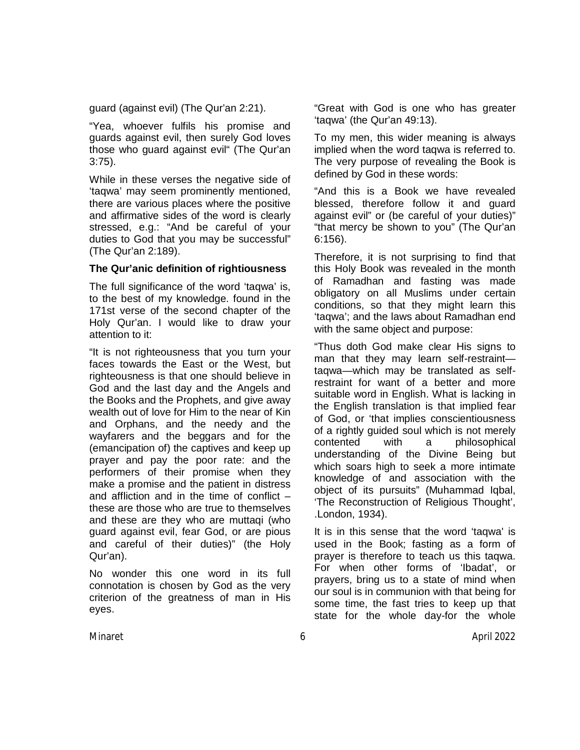guard (against evil) (The Qur'an 2:21).

"Yea, whoever fulfils his promise and guards against evil, then surely God loves those who guard against evil" (The Qur'an 3:75).

While in these verses the negative side of 'taqwa' may seem prominently mentioned, there are various places where the positive and affirmative sides of the word is clearly stressed, e.g.: "And be careful of your duties to God that you may be successful" (The Qur'an 2:189).

**The Qur'anic definition of rightiousness**

The full significance of the word 'taqwa' is, to the best of my knowledge. found in the 171st verse of the second chapter of the Holy Qur'an. I would like to draw your attention to it:

"It is not righteousness that you turn your faces towards the East or the West, but righteousness is that one should believe in God and the last day and the Angels and the Books and the Prophets, and give away wealth out of love for Him to the near of Kin and Orphans, and the needy and the wayfarers and the beggars and for the (emancipation of) the captives and keep up prayer and pay the poor rate: and the performers of their promise when they make a promise and the patient in distress and affliction and in the time of conflict – these are those who are true to themselves and these are they who are muttaqi (who guard against evil, fear God, or are pious and careful of their duties)" (the Holy Qur'an).

No wonder this one word in its full connotation is chosen by God as the very criterion of the greatness of man in His eyes.

"Great with God is one who has greater 'taqwa' (the Qur'an 49:13).

To my men, this wider meaning is always implied when the word taqwa is referred to. The very purpose of revealing the Book is defined by God in these words:

"And this is a Book we have revealed blessed, therefore follow it and guard against evil" or (be careful of your duties)" "that mercy be shown to you" (The Qur'an 6:156).

Therefore, it is not surprising to find that this Holy Book was revealed in the month of Ramadhan and fasting was made obligatory on all Muslims under certain conditions, so that they might learn this 'taqwa'; and the laws about Ramadhan end with the same object and purpose:

"Thus doth God make clear His signs to man that they may learn self-restraint—taqwa—which may be translated as self-restraint for want of a better and more suitable word in English. What is lacking in the English translation is that implied fear of God, or 'that implies conscientiousness of a rightly guided soul which is not merely contented with a philosophical understanding of the Divine Being but which soars high to seek a more intimate knowledge of and association with the object of its pursuits" (Muhammad Iqbal, 'The Reconstruction of Religious Thought', .London, 1934).

It is in this sense that the word 'taqwa' is used in the Book; fasting as a form of prayer is therefore to teach us this taqwa. For when other forms of 'Ibadat', or prayers, bring us to a state of mind when our soul is in communion with that being for some time, the fast tries to keep up that state for the whole day-for the whole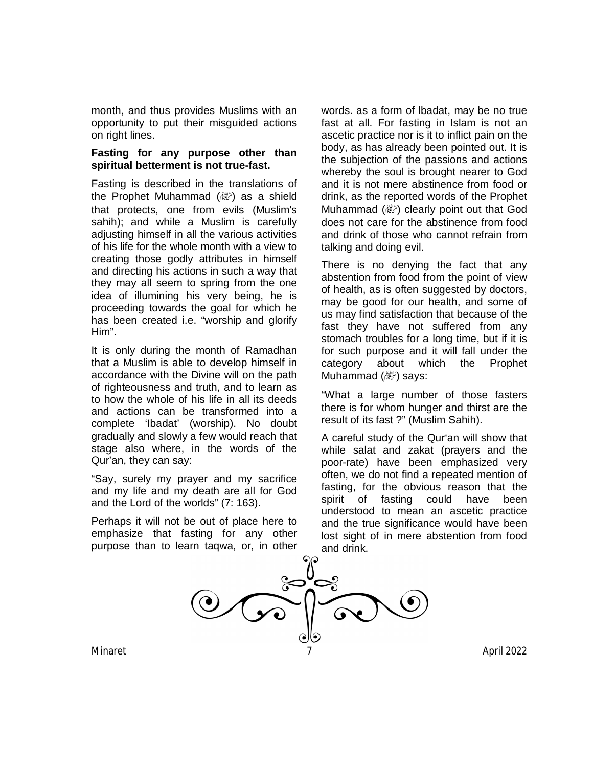month, and thus provides Muslims with an opportunity to put their misguided actions on right lines.

**Fasting for any purpose other than spiritual betterment is not true-fast.**

Fasting is described in the translations of the Prophet Muhammad (ﷺ) as a shield that protects, one from evils (Muslim's sahih); and while a Muslim is carefully adjusting himself in all the various activities of his life for the whole month with a view to creating those godly attributes in himself and directing his actions in such a way that they may all seem to spring from the one idea of illumining his very being, he is proceeding towards the goal for which he has been created i.e. "worship and glorify Him".

It is only during the month of Ramadhan that a Muslim is able to develop himself in accordance with the Divine will on the path of righteousness and truth, and to learn as to how the whole of his life in all its deeds and actions can be transformed into a complete 'Ibadat' (worship). No doubt gradually and slowly a few would reach that stage also where, in the words of the Qur'an, they can say:

"Say, surely my prayer and my sacrifice and my life and my death are all for God and the Lord of the worlds" (7: 163).

Perhaps it will not be out of place here to emphasize that fasting for any other purpose than to learn taqwa, or, in other words. as a form of lbadat, may be no true fast at all. For fasting in Islam is not an ascetic practice nor is it to inflict pain on the body, as has already been pointed out. It is the subjection of the passions and actions whereby the soul is brought nearer to God and it is not mere abstinence from food or drink, as the reported words of the Prophet Muhammad (ﷺ) clearly point out that God does not care for the abstinence from food and drink of those who cannot refrain from talking and doing evil.

There is no denying the fact that any abstention from food from the point of view of health, as is often suggested by doctors, may be good for our health, and some of us may find satisfaction that because of the fast they have not suffered from any stomach troubles for a long time, but if it is for such purpose and it will fall under the category about which the Prophet Muhammad (ﷺ) says:

"What a large number of those fasters there is for whom hunger and thirst are the result of its fast ?" (Muslim Sahih).

A careful study of the Qur'an will show that while salat and zakat (prayers and the poor-rate) have been emphasized very often, we do not find a repeated mention of fasting, for the obvious reason that the spirit of fasting could have been understood to mean an ascetic practice and the true significance would have been lost sight of in mere abstention from food and drink.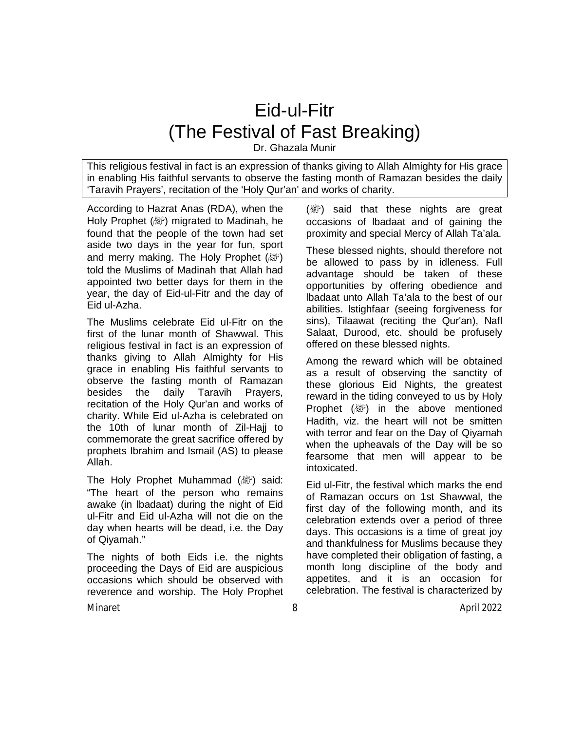# Eid-ul-Fitr
# (The Festival of Fast Breaking)

Dr. Ghazala Munir

> This religious festival in fact is an expression of thanks giving to Allah Almighty for His grace in enabling His faithful servants to observe the fasting month of Ramazan besides the daily 'Taravih Prayers', recitation of the 'Holy Qur'an' and works of charity.

According to Hazrat Anas (RDA), when the Holy Prophet (ﷺ) migrated to Madinah, he found that the people of the town had set aside two days in the year for fun, sport and merry making. The Holy Prophet (ﷺ) told the Muslims of Madinah that Allah had appointed two better days for them in the year, the day of Eid-ul-Fitr and the day of Eid ul-Azha.

The Muslims celebrate Eid ul-Fitr on the first of the lunar month of Shawwal. This religious festival in fact is an expression of thanks giving to Allah Almighty for His grace in enabling His faithful servants to observe the fasting month of Ramazan besides the daily Taravih Prayers, recitation of the Holy Qur'an and works of charity. While Eid ul-Azha is celebrated on the 10th of lunar month of Zil-Hajj to commemorate the great sacrifice offered by prophets Ibrahim and Ismail (AS) to please Allah.

The Holy Prophet Muhammad (ﷺ) said: "The heart of the person who remains awake (in lbadaat) during the night of Eid ul-Fitr and Eid ul-Azha will not die on the day when hearts will be dead, i.e. the Day of Qiyamah."

The nights of both Eids i.e. the nights proceeding the Days of Eid are auspicious occasions which should be observed with reverence and worship. The Holy Prophet (ﷺ) said that these nights are great occasions of lbadaat and of gaining the proximity and special Mercy of Allah Ta'ala.

These blessed nights, should therefore not be allowed to pass by in idleness. Full advantage should be taken of these opportunities by offering obedience and lbadaat unto Allah Ta'ala to the best of our abilities. lstighfaar (seeing forgiveness for sins), Tilaawat (reciting the Qur'an), Nafl Salaat, Durood, etc. should be profusely offered on these blessed nights.

Among the reward which will be obtained as a result of observing the sanctity of these glorious Eid Nights, the greatest reward in the tiding conveyed to us by Holy Prophet (ﷺ) in the above mentioned Hadith, viz. the heart will not be smitten with terror and fear on the Day of Qiyamah when the upheavals of the Day will be so fearsome that men will appear to be intoxicated.

Eid ul-Fitr, the festival which marks the end of Ramazan occurs on 1st Shawwal, the first day of the following month, and its celebration extends over a period of three days. This occasions is a time of great joy and thankfulness for Muslims because they have completed their obligation of fasting, a month long discipline of the body and appetites, and it is an occasion for celebration. The festival is characterized by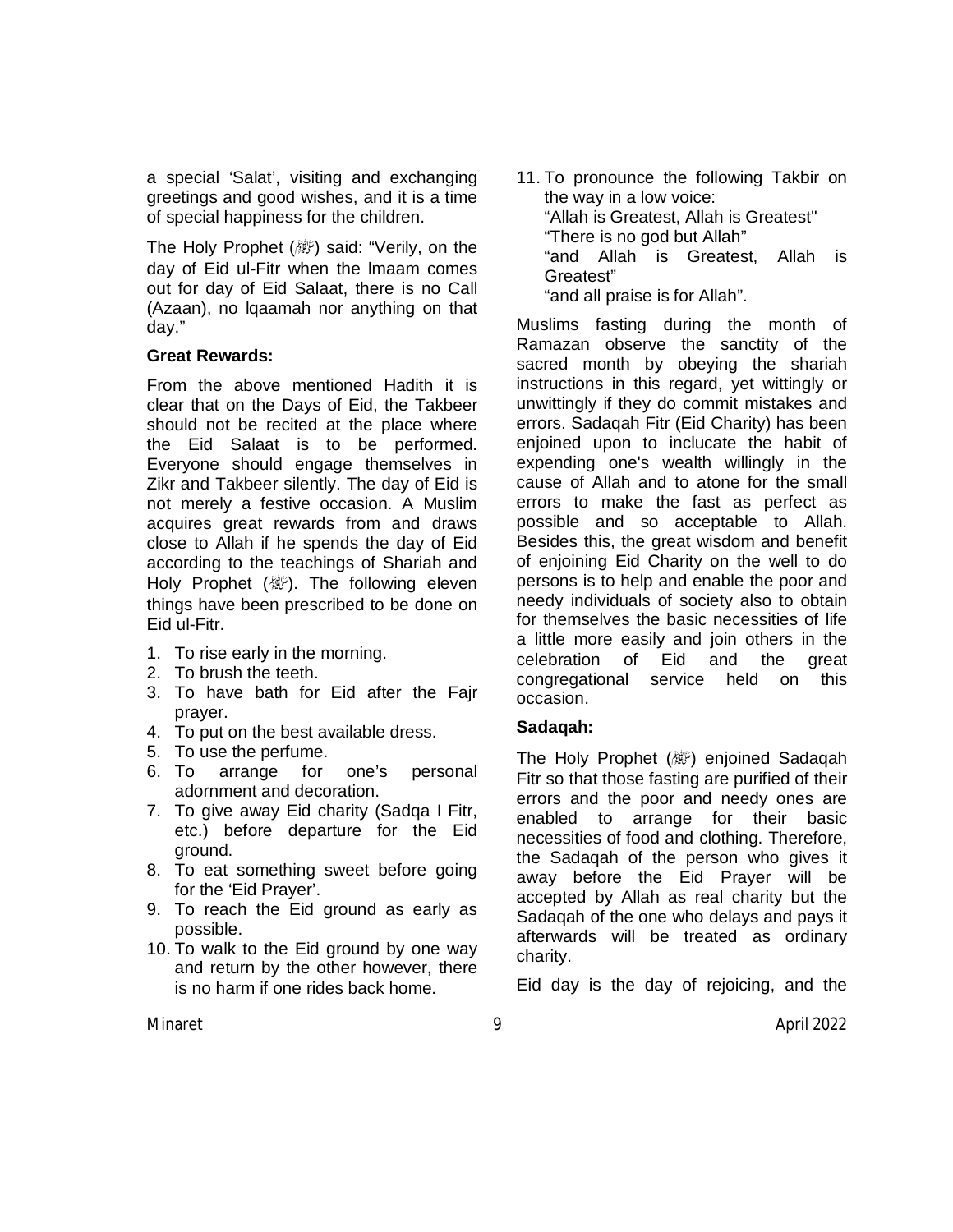a special 'Salat', visiting and exchanging greetings and good wishes, and it is a time of special happiness for the children.

The Holy Prophet (ﷺ) said: "Verily, on the day of Eid ul-Fitr when the lmaam comes out for day of Eid Salaat, there is no Call (Azaan), no lqaamah nor anything on that day."

**Great Rewards:**

From the above mentioned Hadith it is clear that on the Days of Eid, the Takbeer should not be recited at the place where the Eid Salaat is to be performed. Everyone should engage themselves in Zikr and Takbeer silently. The day of Eid is not merely a festive occasion. A Muslim acquires great rewards from and draws close to Allah if he spends the day of Eid according to the teachings of Shariah and Holy Prophet (ﷺ). The following eleven things have been prescribed to be done on Eid ul-Fitr.

1. To rise early in the morning.
2. To brush the teeth.
3. To have bath for Eid after the Fajr prayer.
4. To put on the best available dress.
5. To use the perfume.
6. To arrange for one's personal adornment and decoration.
7. To give away Eid charity (Sadqa I Fitr, etc.) before departure for the Eid ground.
8. To eat something sweet before going for the 'Eid Prayer'.
9. To reach the Eid ground as early as possible.
10. To walk to the Eid ground by one way and return by the other however, there is no harm if one rides back home.
11. To pronounce the following Takbir on the way in a low voice:
    "Allah is Greatest, Allah is Greatest"
    "There is no god but Allah"
    "and Allah is Greatest, Allah is Greatest"
    "and all praise is for Allah".

Muslims fasting during the month of Ramazan observe the sanctity of the sacred month by obeying the shariah instructions in this regard, yet wittingly or unwittingly if they do commit mistakes and errors. Sadaqah Fitr (Eid Charity) has been enjoined upon to inclucate the habit of expending one's wealth willingly in the cause of Allah and to atone for the small errors to make the fast as perfect as possible and so acceptable to Allah. Besides this, the great wisdom and benefit of enjoining Eid Charity on the well to do persons is to help and enable the poor and needy individuals of society also to obtain for themselves the basic necessities of life a little more easily and join others in the celebration of Eid and the great congregational service held on this occasion.

**Sadaqah:**

The Holy Prophet (ﷺ) enjoined Sadaqah Fitr so that those fasting are purified of their errors and the poor and needy ones are enabled to arrange for their basic necessities of food and clothing. Therefore, the Sadaqah of the person who gives it away before the Eid Prayer will be accepted by Allah as real charity but the Sadaqah of the one who delays and pays it afterwards will be treated as ordinary charity.

Eid day is the day of rejoicing, and the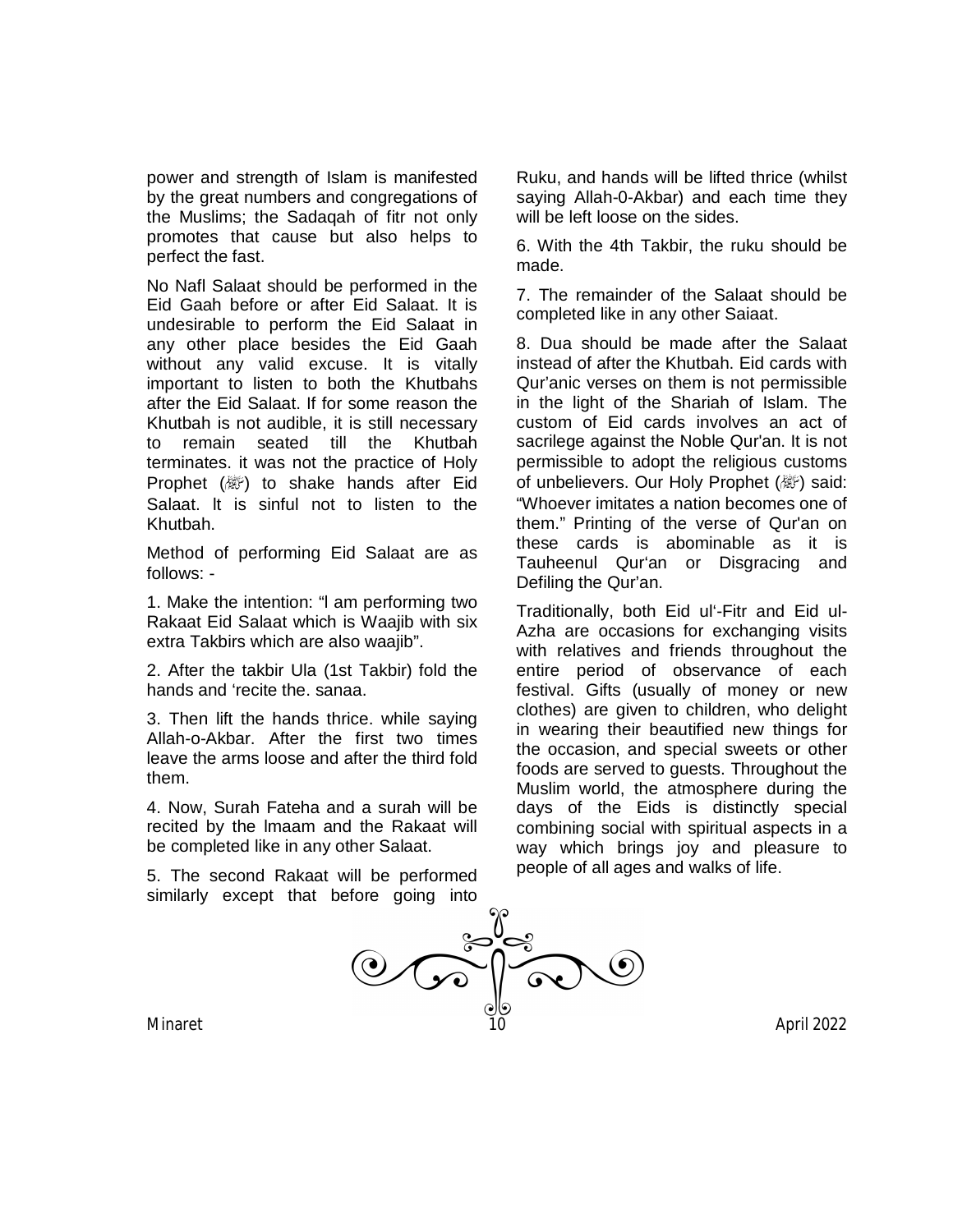power and strength of Islam is manifested by the great numbers and congregations of the Muslims; the Sadaqah of fitr not only promotes that cause but also helps to perfect the fast.

No Nafl Salaat should be performed in the Eid Gaah before or after Eid Salaat. It is undesirable to perform the Eid Salaat in any other place besides the Eid Gaah without any valid excuse. It is vitally important to listen to both the Khutbahs after the Eid Salaat. If for some reason the Khutbah is not audible, it is still necessary to remain seated till the Khutbah terminates. it was not the practice of Holy Prophet (ﷺ) to shake hands after Eid Salaat. lt is sinful not to listen to the Khutbah.

Method of performing Eid Salaat are as follows: -

1. Make the intention: "I am performing two Rakaat Eid Salaat which is Waajib with six extra Takbirs which are also waajib".

2. After the takbir Ula (1st Takbir) fold the hands and 'recite the. sanaa.

3. Then lift the hands thrice. while saying Allah-o-Akbar. After the first two times leave the arms loose and after the third fold them.

4. Now, Surah Fateha and a surah will be recited by the lmaam and the Rakaat will be completed like in any other Salaat.

5. The second Rakaat will be performed similarly except that before going into Ruku, and hands will be lifted thrice (whilst saying Allah-0-Akbar) and each time they will be left loose on the sides.

6. With the 4th Takbir, the ruku should be made.

7. The remainder of the Salaat should be completed like in any other Saiaat.

8. Dua should be made after the Salaat instead of after the Khutbah. Eid cards with Qur'anic verses on them is not permissible in the light of the Shariah of Islam. The custom of Eid cards involves an act of sacrilege against the Noble Qur'an. It is not permissible to adopt the religious customs of unbelievers. Our Holy Prophet (ﷺ) said: "Whoever imitates a nation becomes one of them." Printing of the verse of Qur'an on these cards is abominable as it is Tauheenul Qur'an or Disgracing and Defiling the Qur'an.

Traditionally, both Eid ul'-Fitr and Eid ul-Azha are occasions for exchanging visits with relatives and friends throughout the entire period of observance of each festival. Gifts (usually of money or new clothes) are given to children, who delight in wearing their beautified new things for the occasion, and special sweets or other foods are served to guests. Throughout the Muslim world, the atmosphere during the days of the Eids is distinctly special combining social with spiritual aspects in a way which brings joy and pleasure to people of all ages and walks of life.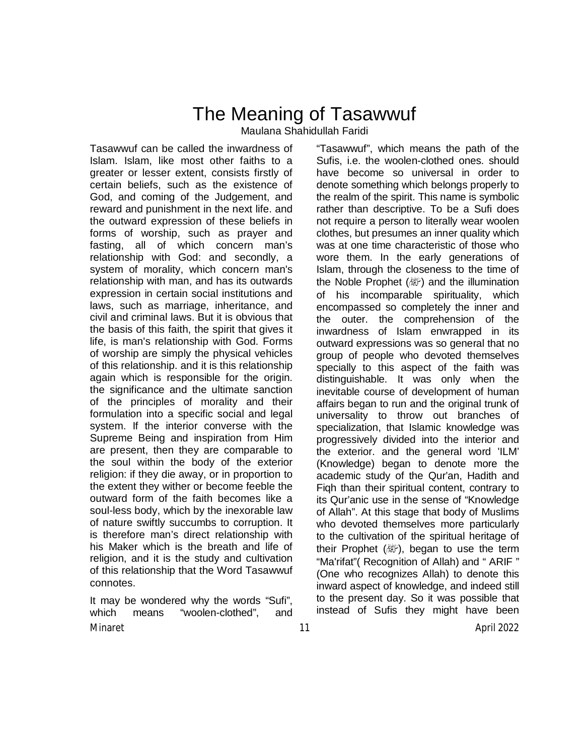# The Meaning of Tasawwuf

Maulana Shahidullah Faridi

Tasawwuf can be called the inwardness of Islam. Islam, like most other faiths to a greater or lesser extent, consists firstly of certain beliefs, such as the existence of God, and coming of the Judgement, and reward and punishment in the next life. and the outward expression of these beliefs in forms of worship, such as prayer and fasting, all of which concern man's relationship with God: and secondly, a system of morality, which concern man's relationship with man, and has its outwards expression in certain social institutions and laws, such as marriage, inheritance, and civil and criminal laws. But it is obvious that the basis of this faith, the spirit that gives it life, is man's relationship with God. Forms of worship are simply the physical vehicles of this relationship. and it is this relationship again which is responsible for the origin. the significance and the ultimate sanction of the principles of morality and their formulation into a specific social and legal system. If the interior converse with the Supreme Being and inspiration from Him are present, then they are comparable to the soul within the body of the exterior religion: if they die away, or in proportion to the extent they wither or become feeble the outward form of the faith becomes like a soul-less body, which by the inexorable law of nature swiftly succumbs to corruption. It is therefore man's direct relationship with his Maker which is the breath and life of religion, and it is the study and cultivation of this relationship that the Word Tasawwuf connotes.

It may be wondered why the words "Sufi", which means "woolen-clothed", and "Tasawwuf", which means the path of the Sufis, i.e. the woolen-clothed ones. should have become so universal in order to denote something which belongs properly to the realm of the spirit. This name is symbolic rather than descriptive. To be a Sufi does not require a person to literally wear woolen clothes, but presumes an inner quality which was at one time characteristic of those who wore them. In the early generations of Islam, through the closeness to the time of the Noble Prophet (ﷺ) and the illumination of his incomparable spirituality, which encompassed so completely the inner and the outer. the comprehension of the inwardness of Islam enwrapped in its outward expressions was so general that no group of people who devoted themselves specially to this aspect of the faith was distinguishable. It was only when the inevitable course of development of human affairs began to run and the original trunk of universality to throw out branches of specialization, that Islamic knowledge was progressively divided into the interior and the exterior. and the general word 'ILM' (Knowledge) began to denote more the academic study of the Qur'an, Hadith and Fiqh than their spiritual content, contrary to its Qur'anic use in the sense of "Knowledge of Allah". At this stage that body of Muslims who devoted themselves more particularly to the cultivation of the spiritual heritage of their Prophet (ﷺ), began to use the term "Ma'rifat"( Recognition of Allah) and " ARIF " (One who recognizes Allah) to denote this inward aspect of knowledge, and indeed still to the present day. So it was possible that instead of Sufis they might have been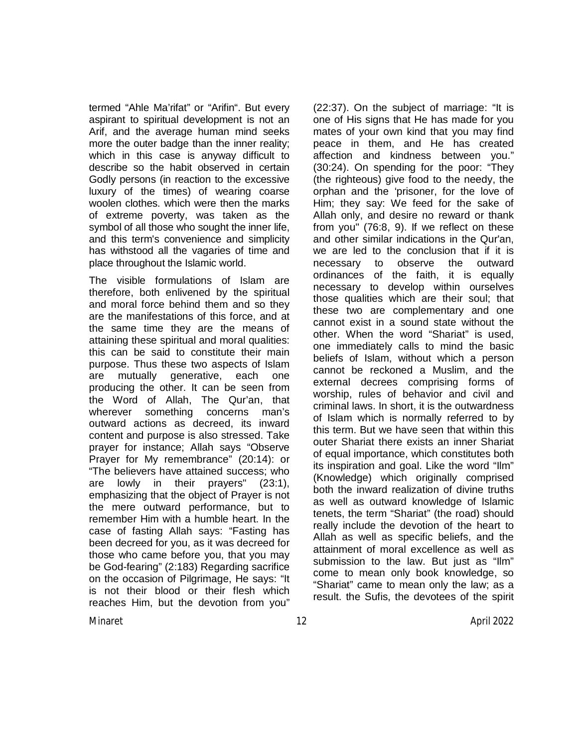termed “Ahle Ma’rifat” or “Arifin“. But every aspirant to spiritual development is not an Arif, and the average human mind seeks more the outer badge than the inner reality; which in this case is anyway difficult to describe so the habit observed in certain Godly persons (in reaction to the excessive luxury of the times) of wearing coarse woolen clothes. which were then the marks of extreme poverty, was taken as the symbol of all those who sought the inner life, and this term's convenience and simplicity has withstood all the vagaries of time and place throughout the Islamic world.

The visible formulations of Islam are therefore, both enlivened by the spiritual and moral force behind them and so they are the manifestations of this force, and at the same time they are the means of attaining these spiritual and moral qualities: this can be said to constitute their main purpose. Thus these two aspects of Islam are mutually generative, each one producing the other. It can be seen from the Word of Allah, The Qur’an, that wherever something concerns man’s outward actions as decreed, its inward content and purpose is also stressed. Take prayer for instance; Allah says “Observe Prayer for My remembrance” (20:14): or “The believers have attained success; who are lowly in their prayers" (23:1), emphasizing that the object of Prayer is not the mere outward performance, but to remember Him with a humble heart. In the case of fasting Allah says: “Fasting has been decreed for you, as it was decreed for those who came before you, that you may be God-fearing” (2:183) Regarding sacrifice on the occasion of Pilgrimage, He says: “It is not their blood or their flesh which reaches Him, but the devotion from you” (22:37). On the subject of marriage: “It is one of His signs that He has made for you mates of your own kind that you may find peace in them, and He has created affection and kindness between you.” (30:24). On spending for the poor: “They (the righteous) give food to the needy, the orphan and the ‘prisoner, for the love of Him; they say: We feed for the sake of Allah only, and desire no reward or thank from you" (76:8, 9). If we reflect on these and other similar indications in the Qur'an, we are led to the conclusion that if it is necessary to observe the outward ordinances of the faith, it is equally necessary to develop within ourselves those qualities which are their soul; that these two are complementary and one cannot exist in a sound state without the other. When the word “Shariat” is used, one immediately calls to mind the basic beliefs of Islam, without which a person cannot be reckoned a Muslim, and the external decrees comprising forms of worship, rules of behavior and civil and criminal laws. In short, it is the outwardness of Islam which is normally referred to by this term. But we have seen that within this outer Shariat there exists an inner Shariat of equal importance, which constitutes both its inspiration and goal. Like the word “Ilm” (Knowledge) which originally comprised both the inward realization of divine truths as well as outward knowledge of Islamic tenets, the term “Shariat” (the road) should really include the devotion of the heart to Allah as well as specific beliefs, and the attainment of moral excellence as well as submission to the law. But just as “Ilm” come to mean only book knowledge, so “Shariat” came to mean only the law; as a result. the Sufis, the devotees of the spirit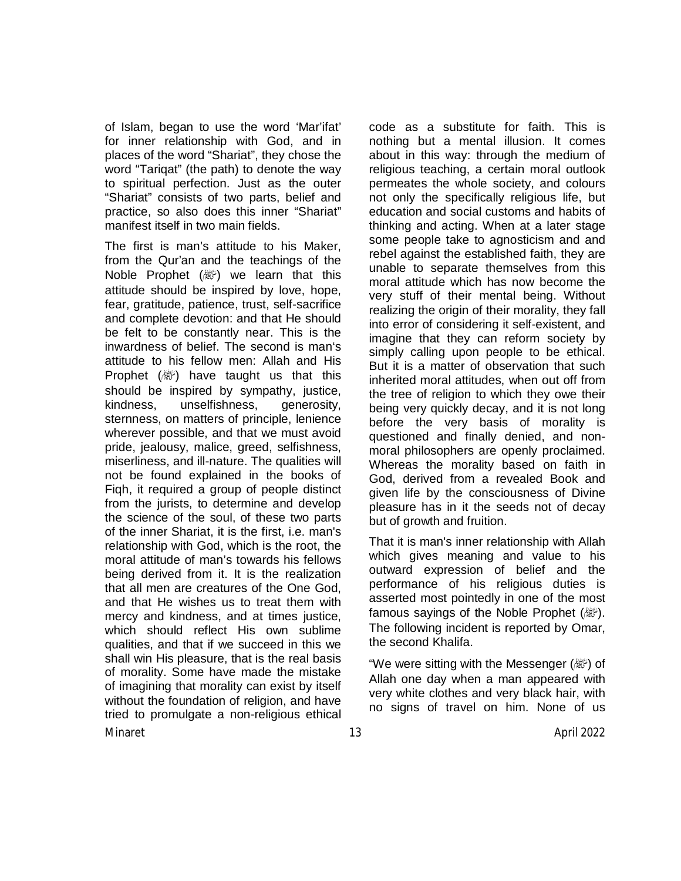of Islam, began to use the word 'Mar'ifat' for inner relationship with God, and in places of the word "Shariat", they chose the word "Tariqat" (the path) to denote the way to spiritual perfection. Just as the outer "Shariat" consists of two parts, belief and practice, so also does this inner "Shariat" manifest itself in two main fields.

The first is man's attitude to his Maker, from the Qur'an and the teachings of the Noble Prophet (ﷺ) we learn that this attitude should be inspired by love, hope, fear, gratitude, patience, trust, self-sacrifice and complete devotion: and that He should be felt to be constantly near. This is the inwardness of belief. The second is man's attitude to his fellow men: Allah and His Prophet (ﷺ) have taught us that this should be inspired by sympathy, justice, kindness, unselfishness, generosity, sternness, on matters of principle, lenience wherever possible, and that we must avoid pride, jealousy, malice, greed, selfishness, miserliness, and ill-nature. The qualities will not be found explained in the books of Fiqh, it required a group of people distinct from the jurists, to determine and develop the science of the soul, of these two parts of the inner Shariat, it is the first, i.e. man's relationship with God, which is the root, the moral attitude of man's towards his fellows being derived from it. It is the realization that all men are creatures of the One God, and that He wishes us to treat them with mercy and kindness, and at times justice, which should reflect His own sublime qualities, and that if we succeed in this we shall win His pleasure, that is the real basis of morality. Some have made the mistake of imagining that morality can exist by itself without the foundation of religion, and have tried to promulgate a non-religious ethical code as a substitute for faith. This is nothing but a mental illusion. It comes about in this way: through the medium of religious teaching, a certain moral outlook permeates the whole society, and colours not only the specifically religious life, but education and social customs and habits of thinking and acting. When at a later stage some people take to agnosticism and and rebel against the established faith, they are unable to separate themselves from this moral attitude which has now become the very stuff of their mental being. Without realizing the origin of their morality, they fall into error of considering it self-existent, and imagine that they can reform society by simply calling upon people to be ethical. But it is a matter of observation that such inherited moral attitudes, when out off from the tree of religion to which they owe their being very quickly decay, and it is not long before the very basis of morality is questioned and finally denied, and non-moral philosophers are openly proclaimed. Whereas the morality based on faith in God, derived from a revealed Book and given life by the consciousness of Divine pleasure has in it the seeds not of decay but of growth and fruition.

That it is man's inner relationship with Allah which gives meaning and value to his outward expression of belief and the performance of his religious duties is asserted most pointedly in one of the most famous sayings of the Noble Prophet (ﷺ). The following incident is reported by Omar, the second Khalifa.

"We were sitting with the Messenger (ﷺ) of Allah one day when a man appeared with very white clothes and very black hair, with no signs of travel on him. None of us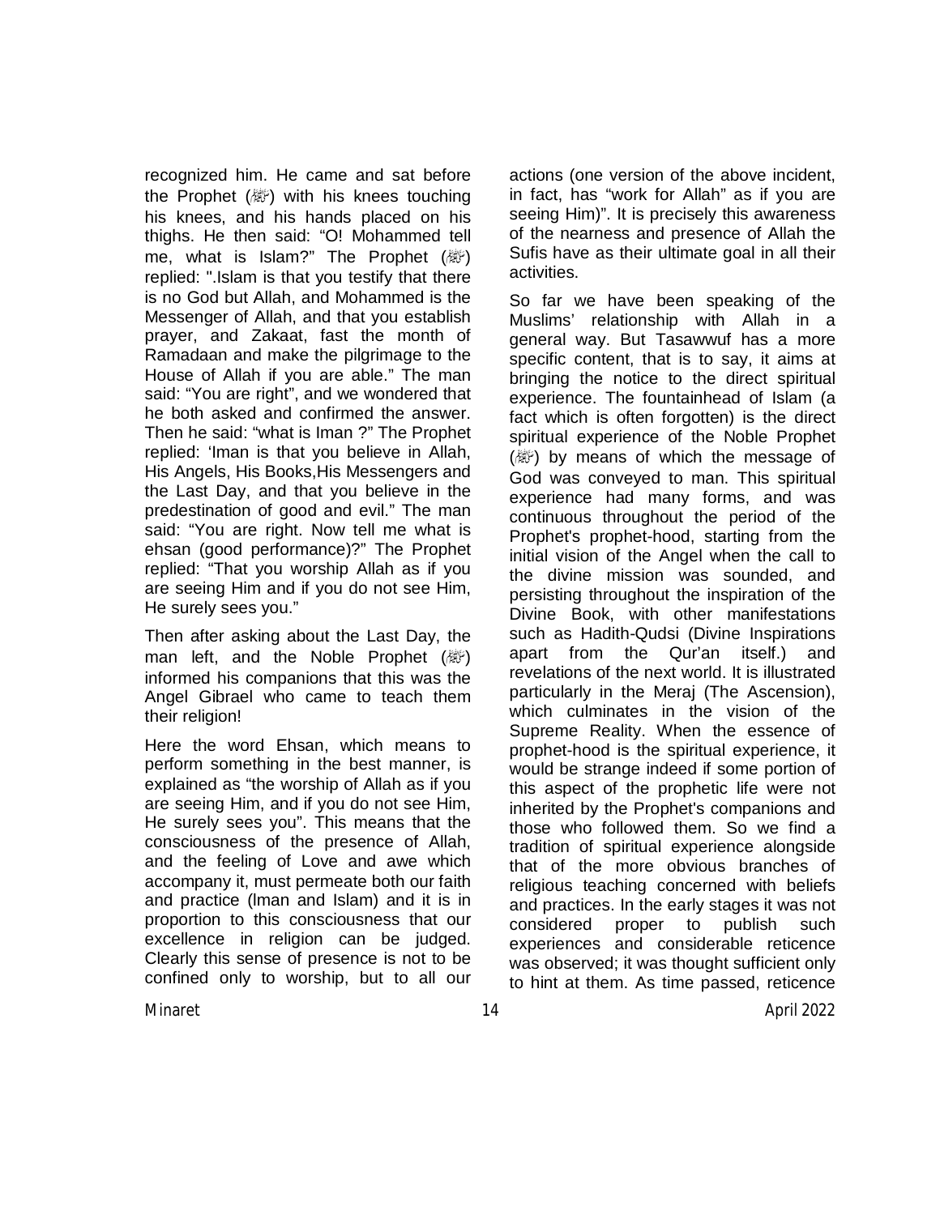recognized him. He came and sat before the Prophet (ﷺ) with his knees touching his knees, and his hands placed on his thighs. He then said: "O! Mohammed tell me, what is Islam?" The Prophet (ﷺ) replied: ".Islam is that you testify that there is no God but Allah, and Mohammed is the Messenger of Allah, and that you establish prayer, and Zakaat, fast the month of Ramadaan and make the pilgrimage to the House of Allah if you are able." The man said: "You are right", and we wondered that he both asked and confirmed the answer. Then he said: "what is Iman ?" The Prophet replied: 'Iman is that you believe in Allah, His Angels, His Books,His Messengers and the Last Day, and that you believe in the predestination of good and evil." The man said: "You are right. Now tell me what is ehsan (good performance)?" The Prophet replied: "That you worship Allah as if you are seeing Him and if you do not see Him, He surely sees you."

Then after asking about the Last Day, the man left, and the Noble Prophet (ﷺ) informed his companions that this was the Angel Gibrael who came to teach them their religion!

Here the word Ehsan, which means to perform something in the best manner, is explained as "the worship of Allah as if you are seeing Him, and if you do not see Him, He surely sees you". This means that the consciousness of the presence of Allah, and the feeling of Love and awe which accompany it, must permeate both our faith and practice (lman and Islam) and it is in proportion to this consciousness that our excellence in religion can be judged. Clearly this sense of presence is not to be confined only to worship, but to all our actions (one version of the above incident, in fact, has "work for Allah" as if you are seeing Him)". It is precisely this awareness of the nearness and presence of Allah the Sufis have as their ultimate goal in all their activities.

So far we have been speaking of the Muslims' relationship with Allah in a general way. But Tasawwuf has a more specific content, that is to say, it aims at bringing the notice to the direct spiritual experience. The fountainhead of Islam (a fact which is often forgotten) is the direct spiritual experience of the Noble Prophet (ﷺ) by means of which the message of God was conveyed to man. This spiritual experience had many forms, and was continuous throughout the period of the Prophet's prophet-hood, starting from the initial vision of the Angel when the call to the divine mission was sounded, and persisting throughout the inspiration of the Divine Book, with other manifestations such as Hadith-Qudsi (Divine Inspirations apart from the Qur'an itself.) and revelations of the next world. It is illustrated particularly in the Meraj (The Ascension), which culminates in the vision of the Supreme Reality. When the essence of prophet-hood is the spiritual experience, it would be strange indeed if some portion of this aspect of the prophetic life were not inherited by the Prophet's companions and those who followed them. So we find a tradition of spiritual experience alongside that of the more obvious branches of religious teaching concerned with beliefs and practices. In the early stages it was not considered proper to publish such experiences and considerable reticence was observed; it was thought sufficient only to hint at them. As time passed, reticence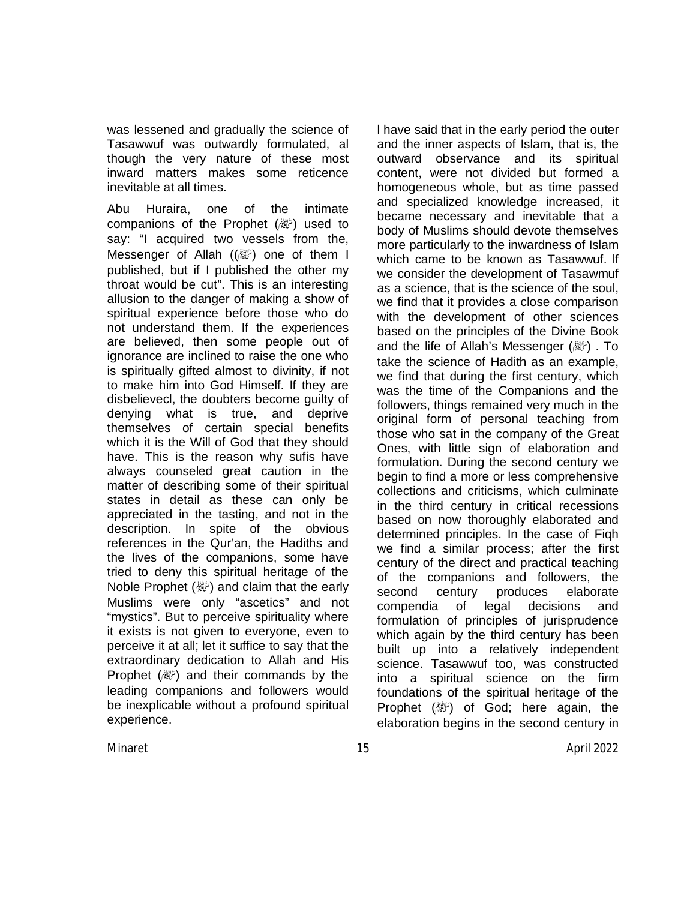was lessened and gradually the science of Tasawwuf was outwardly formulated, al though the very nature of these most inward matters makes some reticence inevitable at all times.

Abu Huraira, one of the intimate companions of the Prophet (ﷺ) used to say: "I acquired two vessels from the, Messenger of Allah ((ﷺ) one of them I published, but if I published the other my throat would be cut". This is an interesting allusion to the danger of making a show of spiritual experience before those who do not understand them. If the experiences are believed, then some people out of ignorance are inclined to raise the one who is spiritually gifted almost to divinity, if not to make him into God Himself. If they are disbelievecl, the doubters become guilty of denying what is true, and deprive themselves of certain special benefits which it is the Will of God that they should have. This is the reason why sufis have always counseled great caution in the matter of describing some of their spiritual states in detail as these can only be appreciated in the tasting, and not in the description. In spite of the obvious references in the Qur'an, the Hadiths and the lives of the companions, some have tried to deny this spiritual heritage of the Noble Prophet (ﷺ) and claim that the early Muslims were only "ascetics" and not "mystics". But to perceive spirituality where it exists is not given to everyone, even to perceive it at all; let it suffice to say that the extraordinary dedication to Allah and His Prophet (ﷺ) and their commands by the leading companions and followers would be inexplicable without a profound spiritual experience.

I have said that in the early period the outer and the inner aspects of Islam, that is, the outward observance and its spiritual content, were not divided but formed a homogeneous whole, but as time passed and specialized knowledge increased, it became necessary and inevitable that a body of Muslims should devote themselves more particularly to the inwardness of Islam which came to be known as Tasawwuf. If we consider the development of Tasawmuf as a science, that is the science of the soul, we find that it provides a close comparison with the development of other sciences based on the principles of the Divine Book and the life of Allah's Messenger (ﷺ) . To take the science of Hadith as an example, we find that during the first century, which was the time of the Companions and the followers, things remained very much in the original form of personal teaching from those who sat in the company of the Great Ones, with little sign of elaboration and formulation. During the second century we begin to find a more or less comprehensive collections and criticisms, which culminate in the third century in critical recessions based on now thoroughly elaborated and determined principles. In the case of Fiqh we find a similar process; after the first century of the direct and practical teaching of the companions and followers, the second century produces elaborate compendia of legal decisions and formulation of principles of jurisprudence which again by the third century has been built up into a relatively independent science. Tasawwuf too, was constructed into a spiritual science on the firm foundations of the spiritual heritage of the Prophet (ﷺ) of God; here again, the elaboration begins in the second century in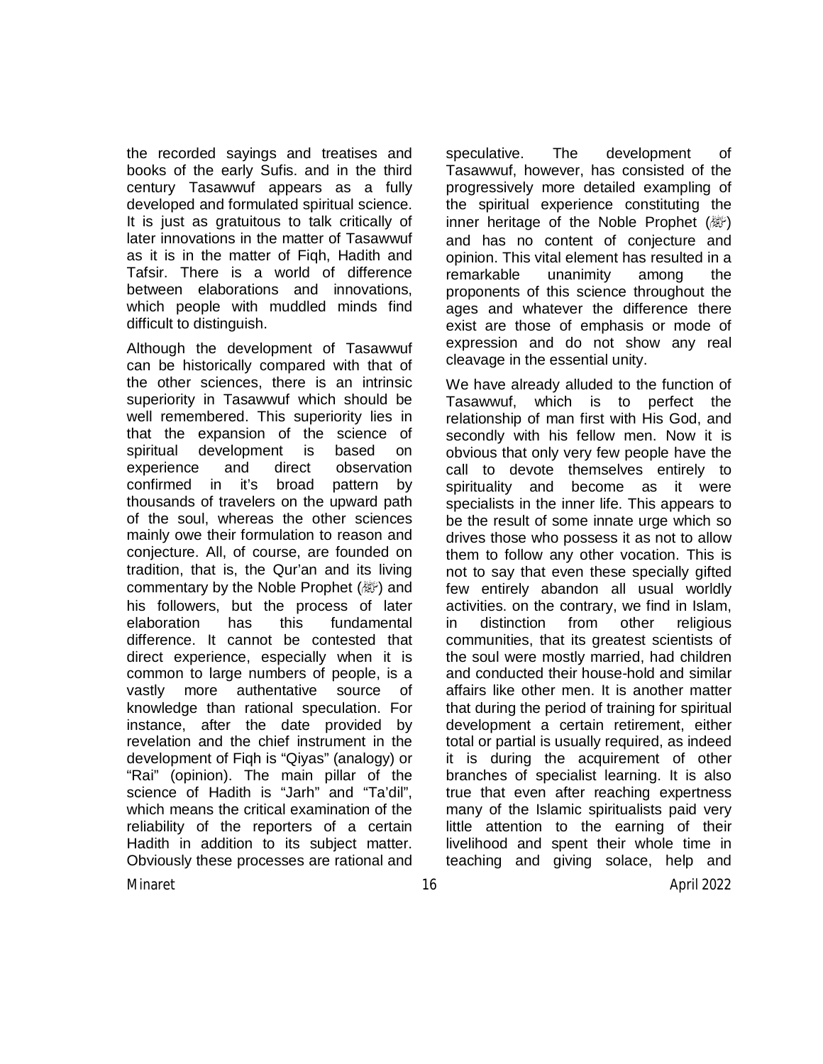the recorded sayings and treatises and books of the early Sufis. and in the third century Tasawwuf appears as a fully developed and formulated spiritual science. It is just as gratuitous to talk critically of later innovations in the matter of Tasawwuf as it is in the matter of Fiqh, Hadith and Tafsir. There is a world of difference between elaborations and innovations, which people with muddled minds find difficult to distinguish.

Although the development of Tasawwuf can be historically compared with that of the other sciences, there is an intrinsic superiority in Tasawwuf which should be well remembered. This superiority lies in that the expansion of the science of spiritual development is based on experience and direct observation confirmed in it's broad pattern by thousands of travelers on the upward path of the soul, whereas the other sciences mainly owe their formulation to reason and conjecture. All, of course, are founded on tradition, that is, the Qur'an and its living commentary by the Noble Prophet (ﷺ) and his followers, but the process of later elaboration has this fundamental difference. It cannot be contested that direct experience, especially when it is common to large numbers of people, is a vastly more authentative source of knowledge than rational speculation. For instance, after the date provided by revelation and the chief instrument in the development of Fiqh is "Qiyas" (analogy) or "Rai" (opinion). The main pillar of the science of Hadith is "Jarh" and "Ta'dil", which means the critical examination of the reliability of the reporters of a certain Hadith in addition to its subject matter. Obviously these processes are rational and speculative. The development of Tasawwuf, however, has consisted of the progressively more detailed exampling of the spiritual experience constituting the inner heritage of the Noble Prophet (ﷺ) and has no content of conjecture and opinion. This vital element has resulted in a remarkable unanimity among the proponents of this science throughout the ages and whatever the difference there exist are those of emphasis or mode of expression and do not show any real cleavage in the essential unity.

We have already alluded to the function of Tasawwuf, which is to perfect the relationship of man first with His God, and secondly with his fellow men. Now it is obvious that only very few people have the call to devote themselves entirely to spirituality and become as it were specialists in the inner life. This appears to be the result of some innate urge which so drives those who possess it as not to allow them to follow any other vocation. This is not to say that even these specially gifted few entirely abandon all usual worldly activities. on the contrary, we find in Islam, in distinction from other religious communities, that its greatest scientists of the soul were mostly married, had children and conducted their house-hold and similar affairs like other men. It is another matter that during the period of training for spiritual development a certain retirement, either total or partial is usually required, as indeed it is during the acquirement of other branches of specialist learning. It is also true that even after reaching expertness many of the Islamic spiritualists paid very little attention to the earning of their livelihood and spent their whole time in teaching and giving solace, help and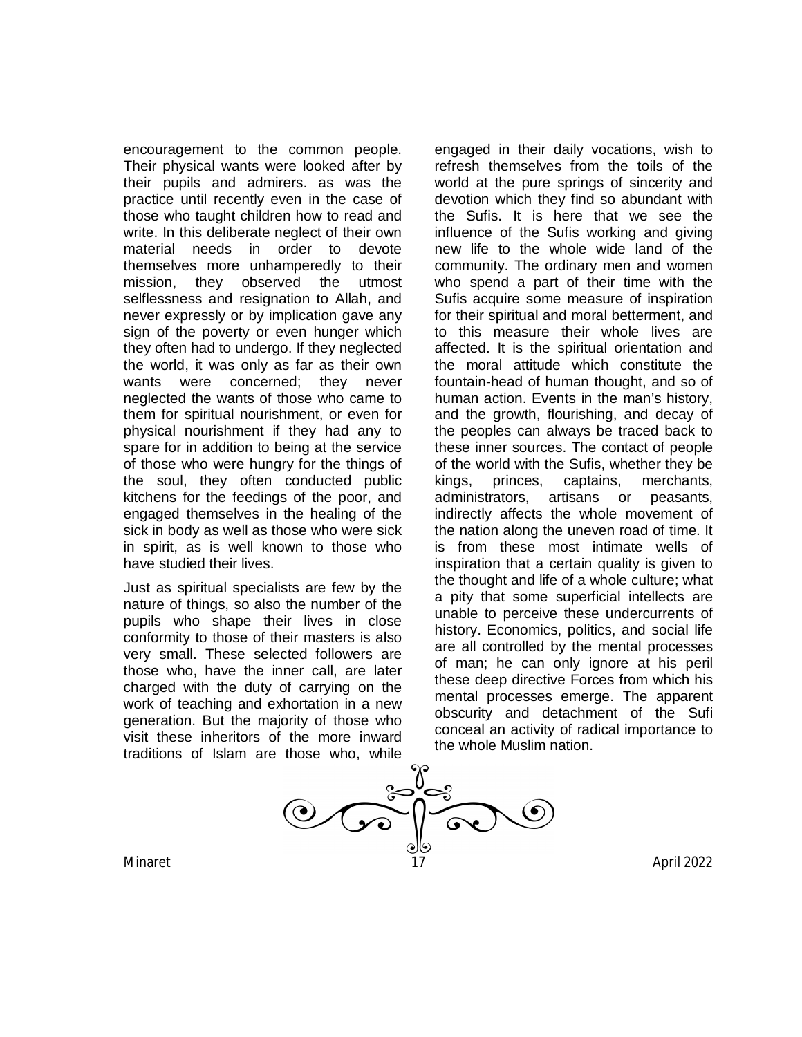encouragement to the common people. Their physical wants were looked after by their pupils and admirers. as was the practice until recently even in the case of those who taught children how to read and write. In this deliberate neglect of their own material needs in order to devote themselves more unhamperedly to their mission, they observed the utmost selflessness and resignation to Allah, and never expressly or by implication gave any sign of the poverty or even hunger which they often had to undergo. If they neglected the world, it was only as far as their own wants were concerned; they never neglected the wants of those who came to them for spiritual nourishment, or even for physical nourishment if they had any to spare for in addition to being at the service of those who were hungry for the things of the soul, they often conducted public kitchens for the feedings of the poor, and engaged themselves in the healing of the sick in body as well as those who were sick in spirit, as is well known to those who have studied their lives.

Just as spiritual specialists are few by the nature of things, so also the number of the pupils who shape their lives in close conformity to those of their masters is also very small. These selected followers are those who, have the inner call, are later charged with the duty of carrying on the work of teaching and exhortation in a new generation. But the majority of those who visit these inheritors of the more inward traditions of Islam are those who, while engaged in their daily vocations, wish to refresh themselves from the toils of the world at the pure springs of sincerity and devotion which they find so abundant with the Sufis. It is here that we see the influence of the Sufis working and giving new life to the whole wide land of the community. The ordinary men and women who spend a part of their time with the Sufis acquire some measure of inspiration for their spiritual and moral betterment, and to this measure their whole lives are affected. It is the spiritual orientation and the moral attitude which constitute the fountain-head of human thought, and so of human action. Events in the man's history, and the growth, flourishing, and decay of the peoples can always be traced back to these inner sources. The contact of people of the world with the Sufis, whether they be kings, princes, captains, merchants, administrators, artisans or peasants, indirectly affects the whole movement of the nation along the uneven road of time. It is from these most intimate wells of inspiration that a certain quality is given to the thought and life of a whole culture; what a pity that some superficial intellects are unable to perceive these undercurrents of history. Economics, politics, and social life are all controlled by the mental processes of man; he can only ignore at his peril these deep directive Forces from which his mental processes emerge. The apparent obscurity and detachment of the Sufi conceal an activity of radical importance to the whole Muslim nation.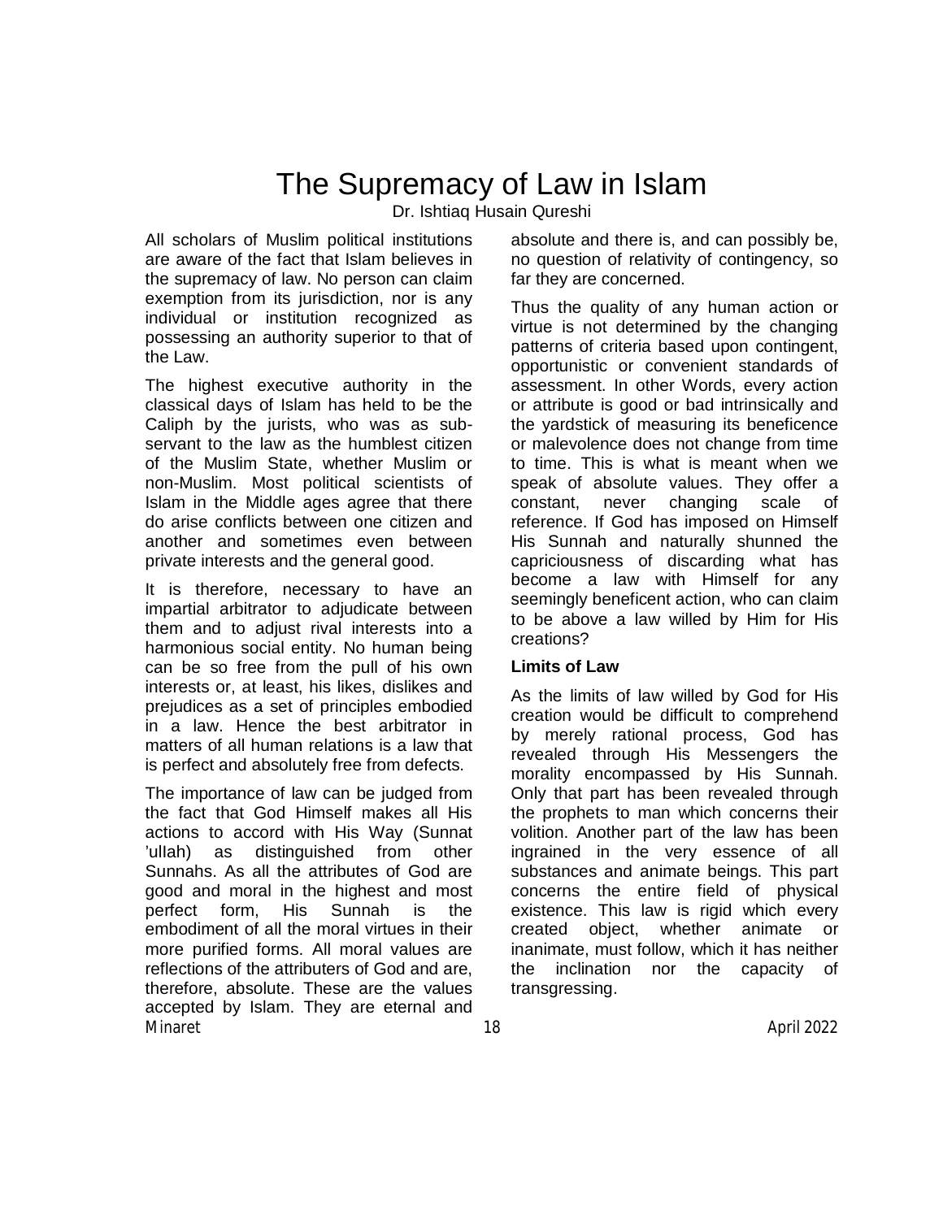# The Supremacy of Law in Islam

Dr. Ishtiaq Husain Qureshi

All scholars of Muslim political institutions are aware of the fact that Islam believes in the supremacy of law. No person can claim exemption from its jurisdiction, nor is any individual or institution recognized as possessing an authority superior to that of the Law.

The highest executive authority in the classical days of Islam has held to be the Caliph by the jurists, who was as subservant to the law as the humblest citizen of the Muslim State, whether Muslim or non-Muslim. Most political scientists of Islam in the Middle ages agree that there do arise conflicts between one citizen and another and sometimes even between private interests and the general good.

It is therefore, necessary to have an impartial arbitrator to adjudicate between them and to adjust rival interests into a harmonious social entity. No human being can be so free from the pull of his own interests or, at least, his likes, dislikes and prejudices as a set of principles embodied in a law. Hence the best arbitrator in matters of all human relations is a law that is perfect and absolutely free from defects.

The importance of law can be judged from the fact that God Himself makes all His actions to accord with His Way (Sunnat 'ulIah) as distinguished from other Sunnahs. As all the attributes of God are good and moral in the highest and most perfect form, His Sunnah is the embodiment of all the moral virtues in their more purified forms. All moral values are reflections of the attributers of God and are, therefore, absolute. These are the values accepted by Islam. They are eternal and absolute and there is, and can possibly be, no question of relativity of contingency, so far they are concerned.

Thus the quality of any human action or virtue is not determined by the changing patterns of criteria based upon contingent, opportunistic or convenient standards of assessment. In other Words, every action or attribute is good or bad intrinsically and the yardstick of measuring its beneficence or malevolence does not change from time to time. This is what is meant when we speak of absolute values. They offer a constant, never changing scale of reference. If God has imposed on Himself His Sunnah and naturally shunned the capriciousness of discarding what has become a law with Himself for any seemingly beneficent action, who can claim to be above a law willed by Him for His creations?

**Limits of Law**

As the limits of law willed by God for His creation would be difficult to comprehend by merely rational process, God has revealed through His Messengers the morality encompassed by His Sunnah. Only that part has been revealed through the prophets to man which concerns their volition. Another part of the law has been ingrained in the very essence of all substances and animate beings. This part concerns the entire field of physical existence. This law is rigid which every created object, whether animate or inanimate, must follow, which it has neither the inclination nor the capacity of transgressing.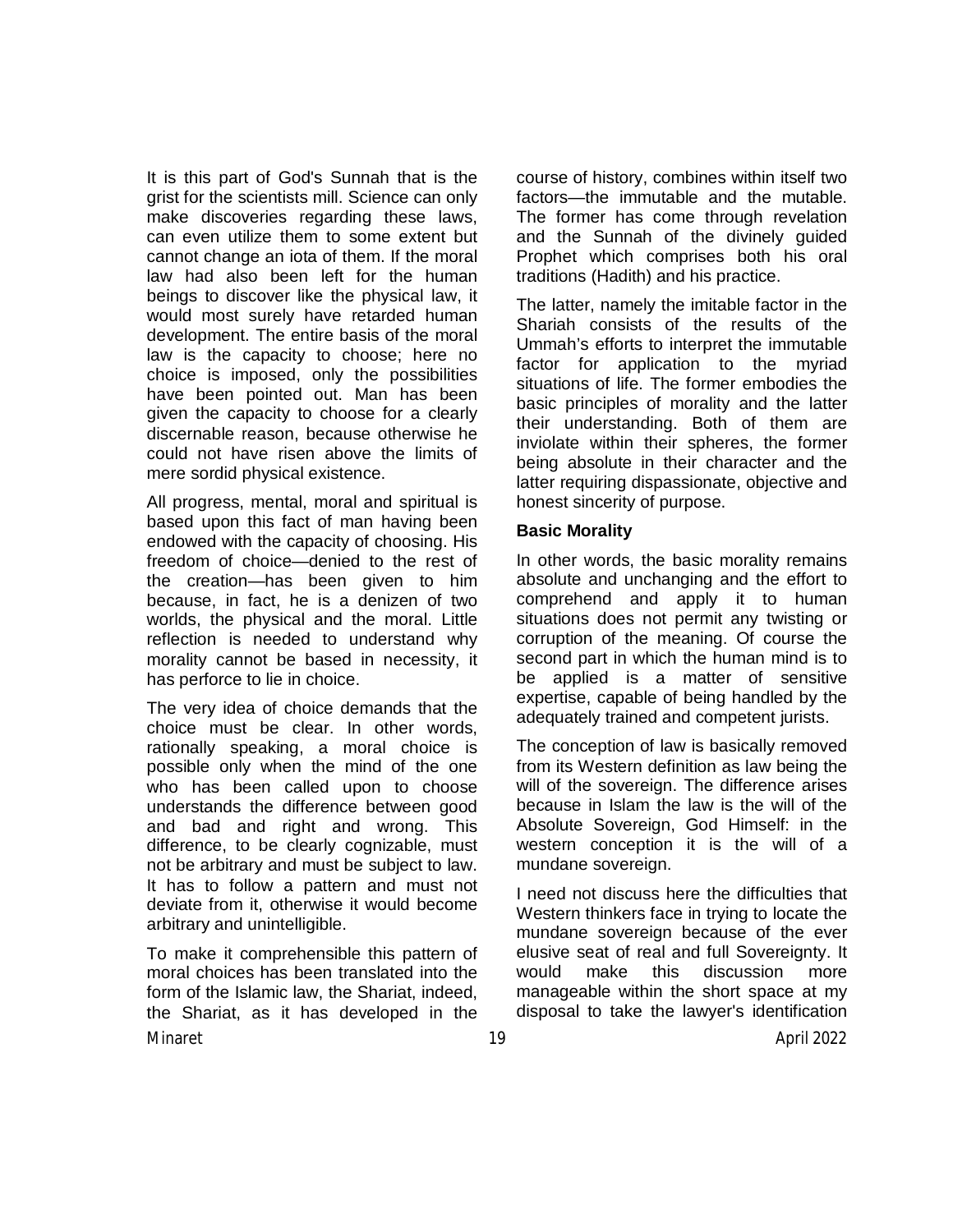It is this part of God's Sunnah that is the grist for the scientists mill. Science can only make discoveries regarding these laws, can even utilize them to some extent but cannot change an iota of them. If the moral law had also been left for the human beings to discover like the physical law, it would most surely have retarded human development. The entire basis of the moral law is the capacity to choose; here no choice is imposed, only the possibilities have been pointed out. Man has been given the capacity to choose for a clearly discernable reason, because otherwise he could not have risen above the limits of mere sordid physical existence.

All progress, mental, moral and spiritual is based upon this fact of man having been endowed with the capacity of choosing. His freedom of choice—denied to the rest of the creation—has been given to him because, in fact, he is a denizen of two worlds, the physical and the moral. Little reflection is needed to understand why morality cannot be based in necessity, it has perforce to lie in choice.

The very idea of choice demands that the choice must be clear. In other words, rationally speaking, a moral choice is possible only when the mind of the one who has been called upon to choose understands the difference between good and bad and right and wrong. This difference, to be clearly cognizable, must not be arbitrary and must be subject to law. It has to follow a pattern and must not deviate from it, otherwise it would become arbitrary and unintelligible.

To make it comprehensible this pattern of moral choices has been translated into the form of the Islamic law, the Shariat, indeed, the Shariat, as it has developed in the course of history, combines within itself two factors—the immutable and the mutable. The former has come through revelation and the Sunnah of the divinely guided Prophet which comprises both his oral traditions (Hadith) and his practice.

The latter, namely the imitable factor in the Shariah consists of the results of the Ummah's efforts to interpret the immutable factor for application to the myriad situations of life. The former embodies the basic principles of morality and the latter their understanding. Both of them are inviolate within their spheres, the former being absolute in their character and the latter requiring dispassionate, objective and honest sincerity of purpose.

**Basic Morality**

In other words, the basic morality remains absolute and unchanging and the effort to comprehend and apply it to human situations does not permit any twisting or corruption of the meaning. Of course the second part in which the human mind is to be applied is a matter of sensitive expertise, capable of being handled by the adequately trained and competent jurists.

The conception of law is basically removed from its Western definition as law being the will of the sovereign. The difference arises because in Islam the law is the will of the Absolute Sovereign, God Himself: in the western conception it is the will of a mundane sovereign.

I need not discuss here the difficulties that Western thinkers face in trying to locate the mundane sovereign because of the ever elusive seat of real and full Sovereignty. It would make this discussion more manageable within the short space at my disposal to take the lawyer's identification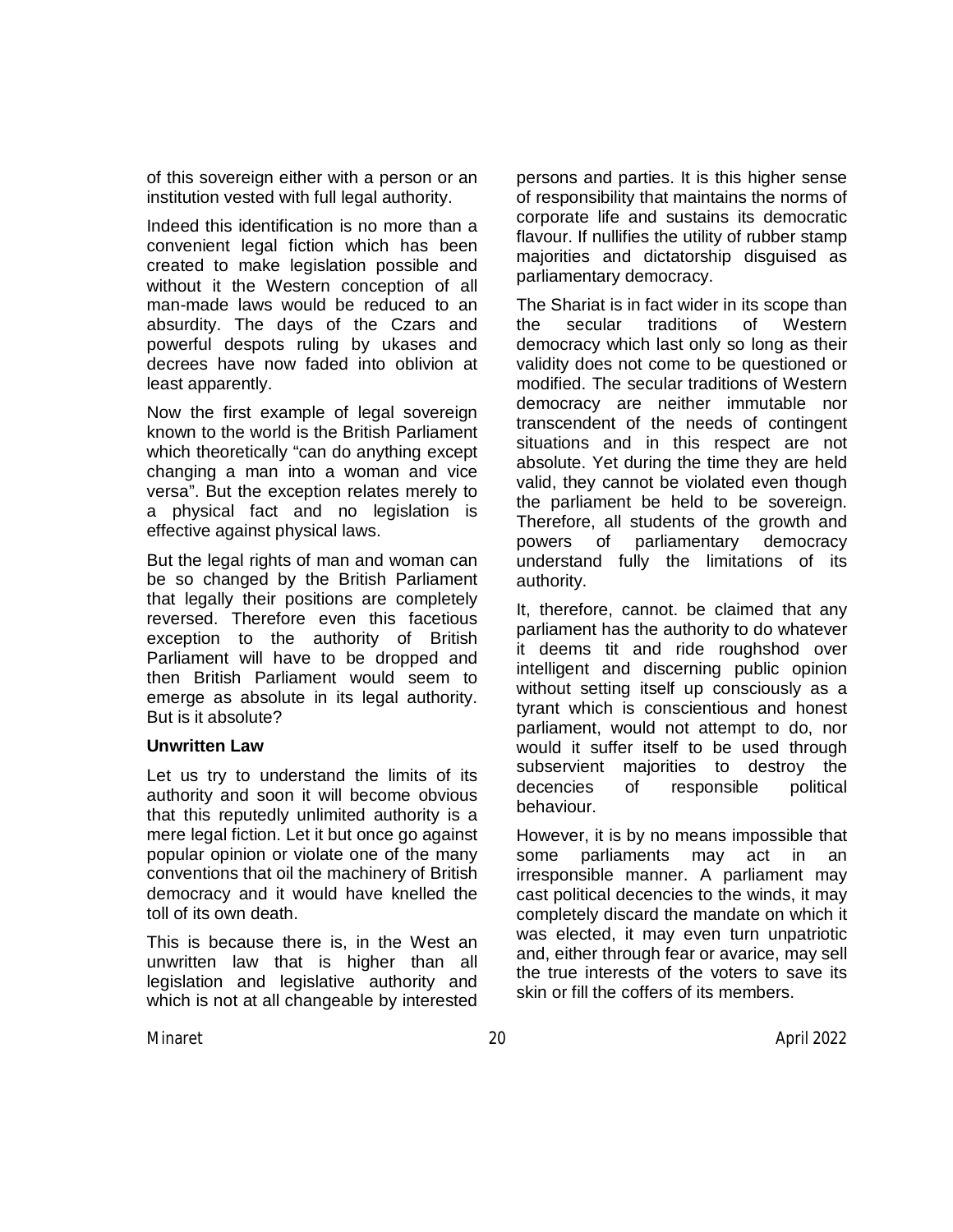of this sovereign either with a person or an institution vested with full legal authority.

Indeed this identification is no more than a convenient legal fiction which has been created to make legislation possible and without it the Western conception of all man-made laws would be reduced to an absurdity. The days of the Czars and powerful despots ruling by ukases and decrees have now faded into oblivion at least apparently.

Now the first example of legal sovereign known to the world is the British Parliament which theoretically "can do anything except changing a man into a woman and vice versa". But the exception relates merely to a physical fact and no legislation is effective against physical laws.

But the legal rights of man and woman can be so changed by the British Parliament that legally their positions are completely reversed. Therefore even this facetious exception to the authority of British Parliament will have to be dropped and then British Parliament would seem to emerge as absolute in its legal authority. But is it absolute?

### Unwritten Law

Let us try to understand the limits of its authority and soon it will become obvious that this reputedly unlimited authority is a mere legal fiction. Let it but once go against popular opinion or violate one of the many conventions that oil the machinery of British democracy and it would have knelled the toll of its own death.

This is because there is, in the West an unwritten law that is higher than all legislation and legislative authority and which is not at all changeable by interested persons and parties. It is this higher sense of responsibility that maintains the norms of corporate life and sustains its democratic flavour. If nullifies the utility of rubber stamp majorities and dictatorship disguised as parliamentary democracy.

The Shariat is in fact wider in its scope than the secular traditions of Western democracy which last only so long as their validity does not come to be questioned or modified. The secular traditions of Western democracy are neither immutable nor transcendent of the needs of contingent situations and in this respect are not absolute. Yet during the time they are held valid, they cannot be violated even though the parliament be held to be sovereign. Therefore, all students of the growth and powers of parliamentary democracy understand fully the limitations of its authority.

It, therefore, cannot. be claimed that any parliament has the authority to do whatever it deems tit and ride roughshod over intelligent and discerning public opinion without setting itself up consciously as a tyrant which is conscientious and honest parliament, would not attempt to do, nor would it suffer itself to be used through subservient majorities to destroy the decencies of responsible political behaviour.

However, it is by no means impossible that some parliaments may act in an irresponsible manner. A parliament may cast political decencies to the winds, it may completely discard the mandate on which it was elected, it may even turn unpatriotic and, either through fear or avarice, may sell the true interests of the voters to save its skin or fill the coffers of its members.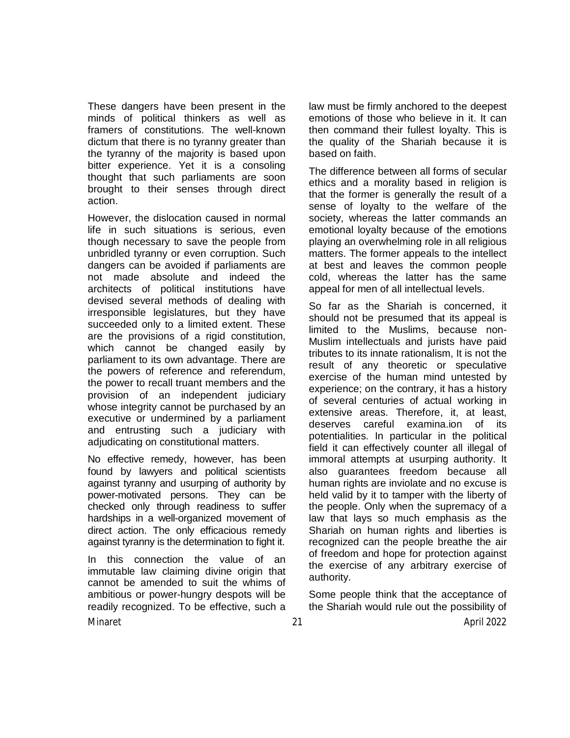These dangers have been present in the minds of political thinkers as well as framers of constitutions. The well-known dictum that there is no tyranny greater than the tyranny of the majority is based upon bitter experience. Yet it is a consoling thought that such parliaments are soon brought to their senses through direct action.

However, the dislocation caused in normal life in such situations is serious, even though necessary to save the people from unbridled tyranny or even corruption. Such dangers can be avoided if parliaments are not made absolute and indeed the architects of political institutions have devised several methods of dealing with irresponsible legislatures, but they have succeeded only to a limited extent. These are the provisions of a rigid constitution, which cannot be changed easily by parliament to its own advantage. There are the powers of reference and referendum, the power to recall truant members and the provision of an independent judiciary whose integrity cannot be purchased by an executive or undermined by a parliament and entrusting such a judiciary with adjudicating on constitutional matters.

No effective remedy, however, has been found by lawyers and political scientists against tyranny and usurping of authority by power-motivated persons. They can be checked only through readiness to suffer hardships in a well-organized movement of direct action. The only efficacious remedy against tyranny is the determination to fight it.

In this connection the value of an immutable law claiming divine origin that cannot be amended to suit the whims of ambitious or power-hungry despots will be readily recognized. To be effective, such a law must be firmly anchored to the deepest emotions of those who believe in it. It can then command their fullest loyalty. This is the quality of the Shariah because it is based on faith.

The difference between all forms of secular ethics and a morality based in religion is that the former is generally the result of a sense of loyalty to the welfare of the society, whereas the latter commands an emotional loyalty because of the emotions playing an overwhelming role in all religious matters. The former appeals to the intellect at best and leaves the common people cold, whereas the latter has the same appeal for men of all intellectual levels.

So far as the Shariah is concerned, it should not be presumed that its appeal is limited to the Muslims, because non-Muslim intellectuals and jurists have paid tributes to its innate rationalism, It is not the result of any theoretic or speculative exercise of the human mind untested by experience; on the contrary, it has a history of several centuries of actual working in extensive areas. Therefore, it, at least, deserves careful examina.ion of its potentialities. In particular in the political field it can effectively counter all illegal of immoral attempts at usurping authority. It also guarantees freedom because all human rights are inviolate and no excuse is held valid by it to tamper with the liberty of the people. Only when the supremacy of a law that lays so much emphasis as the Shariah on human rights and liberties is recognized can the people breathe the air of freedom and hope for protection against the exercise of any arbitrary exercise of authority.

Some people think that the acceptance of the Shariah would rule out the possibility of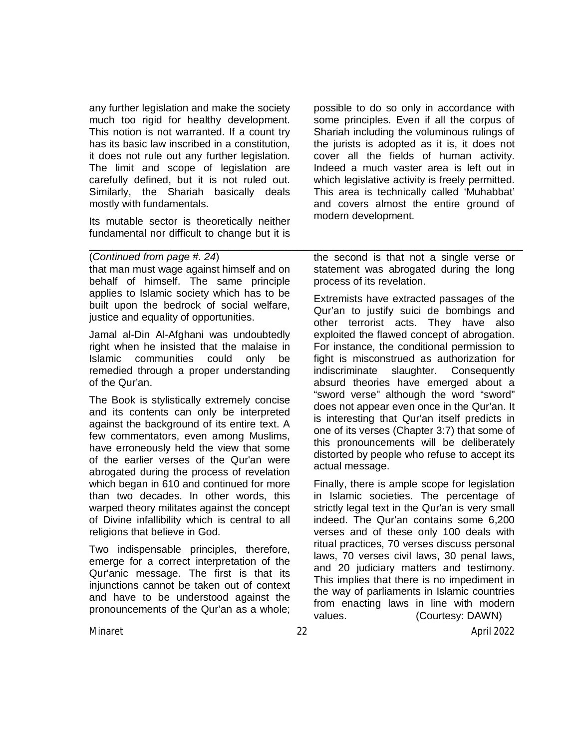any further legislation and make the society much too rigid for healthy development. This notion is not warranted. If a count try has its basic law inscribed in a constitution, it does not rule out any further legislation. The limit and scope of legislation are carefully defined, but it is not ruled out. Similarly, the Shariah basically deals mostly with fundamentals.

Its mutable sector is theoretically neither fundamental nor difficult to change but it is possible to do so only in accordance with some principles. Even if all the corpus of Shariah including the voluminous rulings of the jurists is adopted as it is, it does not cover all the fields of human activity. Indeed a much vaster area is left out in which legislative activity is freely permitted. This area is technically called 'Muhabbat' and covers almost the entire ground of modern development.

---

(*Continued from page #. 24*)

that man must wage against himself and on behalf of himself. The same principle applies to Islamic society which has to be built upon the bedrock of social welfare, justice and equality of opportunities.

Jamal al-Din Al-Afghani was undoubtedly right when he insisted that the malaise in Islamic communities could only be remedied through a proper understanding of the Qur'an.

The Book is stylistically extremely concise and its contents can only be interpreted against the background of its entire text. A few commentators, even among Muslims, have erroneously held the view that some of the earlier verses of the Qur'an were abrogated during the process of revelation which began in 610 and continued for more than two decades. In other words, this warped theory militates against the concept of Divine infallibility which is central to all religions that believe in God.

Two indispensable principles, therefore, emerge for a correct interpretation of the Qur'anic message. The first is that its injunctions cannot be taken out of context and have to be understood against the pronouncements of the Qur'an as a whole; the second is that not a single verse or statement was abrogated during the long process of its revelation.

Extremists have extracted passages of the Qur'an to justify suici de bombings and other terrorist acts. They have also exploited the flawed concept of abrogation. For instance, the conditional permission to fight is misconstrued as authorization for indiscriminate slaughter. Consequently absurd theories have emerged about a "sword verse" although the word "sword" does not appear even once in the Qur'an. It is interesting that Qur'an itself predicts in one of its verses (Chapter 3:7) that some of this pronouncements will be deliberately distorted by people who refuse to accept its actual message.

Finally, there is ample scope for legislation in Islamic societies. The percentage of strictly legal text in the Qur'an is very small indeed. The Qur'an contains some 6,200 verses and of these only 100 deals with ritual practices, 70 verses discuss personal laws, 70 verses civil laws, 30 penal laws, and 20 judiciary matters and testimony. This implies that there is no impediment in the way of parliaments in Islamic countries from enacting laws in line with modern values. (Courtesy: DAWN)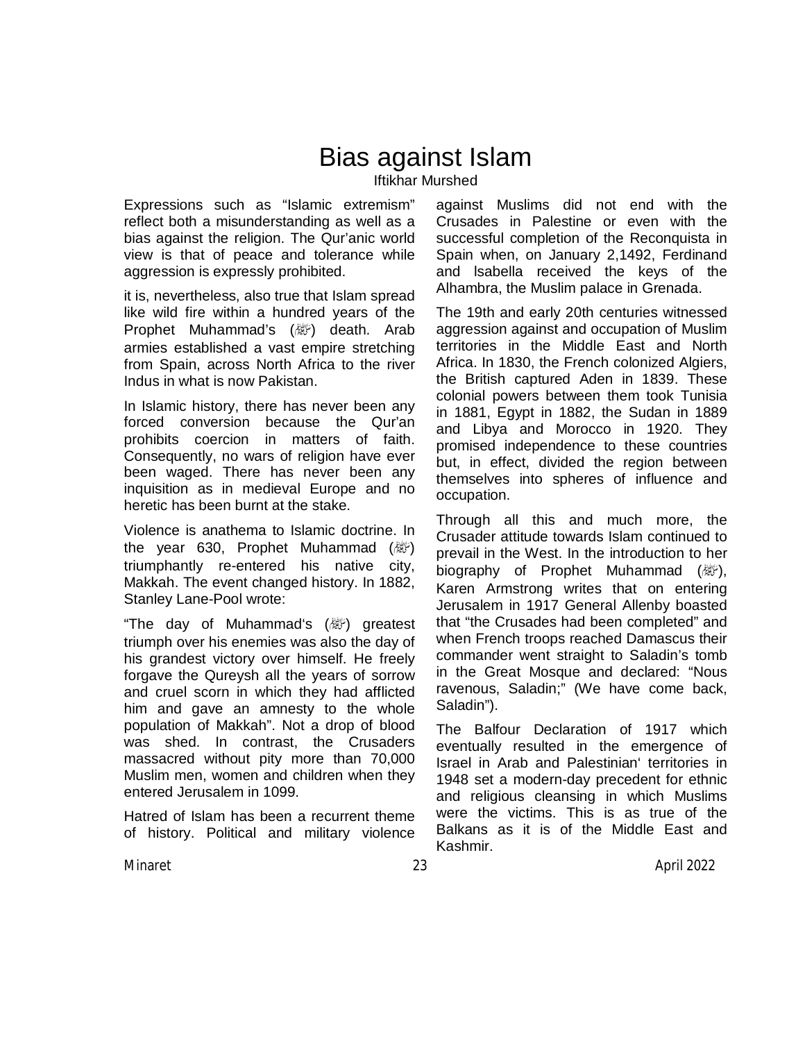# Bias against Islam

Iftikhar Murshed

Expressions such as "Islamic extremism" reflect both a misunderstanding as well as a bias against the religion. The Qur'anic world view is that of peace and tolerance while aggression is expressly prohibited.

it is, nevertheless, also true that Islam spread like wild fire within a hundred years of the Prophet Muhammad's (ﷺ) death. Arab armies established a vast empire stretching from Spain, across North Africa to the river Indus in what is now Pakistan.

In Islamic history, there has never been any forced conversion because the Qur'an prohibits coercion in matters of faith. Consequently, no wars of religion have ever been waged. There has never been any inquisition as in medieval Europe and no heretic has been burnt at the stake.

Violence is anathema to Islamic doctrine. In the year 630, Prophet Muhammad (ﷺ) triumphantly re-entered his native city, Makkah. The event changed history. In 1882, Stanley Lane-Pool wrote:

"The day of Muhammad's (ﷺ) greatest triumph over his enemies was also the day of his grandest victory over himself. He freely forgave the Qureysh all the years of sorrow and cruel scorn in which they had afflicted him and gave an amnesty to the whole population of Makkah". Not a drop of blood was shed. In contrast, the Crusaders massacred without pity more than 70,000 Muslim men, women and children when they entered Jerusalem in 1099.

Hatred of Islam has been a recurrent theme of history. Political and military violence against Muslims did not end with the Crusades in Palestine or even with the successful completion of the Reconquista in Spain when, on January 2,1492, Ferdinand and lsabella received the keys of the Alhambra, the Muslim palace in Grenada.

The 19th and early 20th centuries witnessed aggression against and occupation of Muslim territories in the Middle East and North Africa. In 1830, the French colonized Algiers, the British captured Aden in 1839. These colonial powers between them took Tunisia in 1881, Egypt in 1882, the Sudan in 1889 and Libya and Morocco in 1920. They promised independence to these countries but, in effect, divided the region between themselves into spheres of influence and occupation.

Through all this and much more, the Crusader attitude towards Islam continued to prevail in the West. In the introduction to her biography of Prophet Muhammad (ﷺ), Karen Armstrong writes that on entering Jerusalem in 1917 General Allenby boasted that "the Crusades had been completed" and when French troops reached Damascus their commander went straight to Saladin's tomb in the Great Mosque and declared: "Nous ravenous, Saladin;" (We have come back, Saladin").

The Balfour Declaration of 1917 which eventually resulted in the emergence of Israel in Arab and Palestinian' territories in 1948 set a modern-day precedent for ethnic and religious cleansing in which Muslims were the victims. This is as true of the Balkans as it is of the Middle East and Kashmir.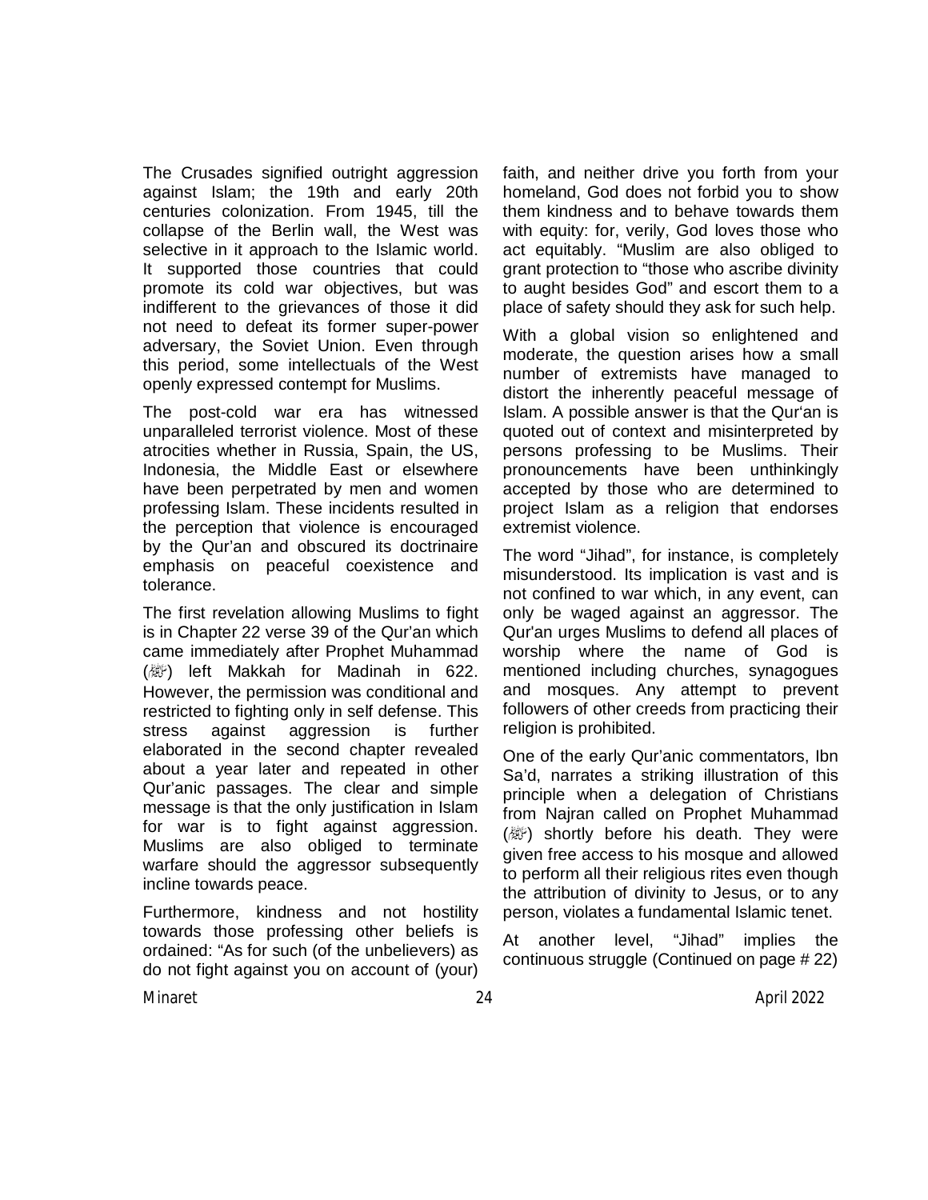The Crusades signified outright aggression against Islam; the 19th and early 20th centuries colonization. From 1945, till the collapse of the Berlin wall, the West was selective in it approach to the Islamic world. It supported those countries that could promote its cold war objectives, but was indifferent to the grievances of those it did not need to defeat its former super-power adversary, the Soviet Union. Even through this period, some intellectuals of the West openly expressed contempt for Muslims.

The post-cold war era has witnessed unparalleled terrorist violence. Most of these atrocities whether in Russia, Spain, the US, Indonesia, the Middle East or elsewhere have been perpetrated by men and women professing Islam. These incidents resulted in the perception that violence is encouraged by the Qur'an and obscured its doctrinaire emphasis on peaceful coexistence and tolerance.

The first revelation allowing Muslims to fight is in Chapter 22 verse 39 of the Qur'an which came immediately after Prophet Muhammad (ﷺ) left Makkah for Madinah in 622. However, the permission was conditional and restricted to fighting only in self defense. This stress against aggression is further elaborated in the second chapter revealed about a year later and repeated in other Qur'anic passages. The clear and simple message is that the only justification in Islam for war is to fight against aggression. Muslims are also obliged to terminate warfare should the aggressor subsequently incline towards peace.

Furthermore, kindness and not hostility towards those professing other beliefs is ordained: "As for such (of the unbelievers) as do not fight against you on account of (your) faith, and neither drive you forth from your homeland, God does not forbid you to show them kindness and to behave towards them with equity: for, verily, God loves those who act equitably. "Muslim are also obliged to grant protection to "those who ascribe divinity to aught besides God" and escort them to a place of safety should they ask for such help.

With a global vision so enlightened and moderate, the question arises how a small number of extremists have managed to distort the inherently peaceful message of Islam. A possible answer is that the Qur'an is quoted out of context and misinterpreted by persons professing to be Muslims. Their pronouncements have been unthinkingly accepted by those who are determined to project Islam as a religion that endorses extremist violence.

The word "Jihad", for instance, is completely misunderstood. Its implication is vast and is not confined to war which, in any event, can only be waged against an aggressor. The Qur'an urges Muslims to defend all places of worship where the name of God is mentioned including churches, synagogues and mosques. Any attempt to prevent followers of other creeds from practicing their religion is prohibited.

One of the early Qur'anic commentators, Ibn Sa'd, narrates a striking illustration of this principle when a delegation of Christians from Najran called on Prophet Muhammad (ﷺ) shortly before his death. They were given free access to his mosque and allowed to perform all their religious rites even though the attribution of divinity to Jesus, or to any person, violates a fundamental Islamic tenet.

At another level, "Jihad" implies the continuous struggle (Continued on page # 22)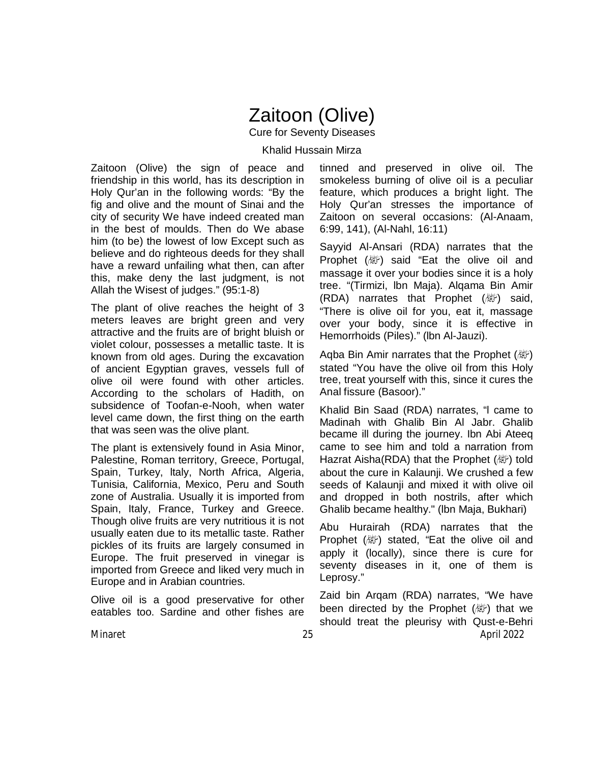# Zaitoon (Olive)

Cure for Seventy Diseases

Khalid Hussain Mirza

Zaitoon (Olive) the sign of peace and friendship in this world, has its description in Holy Qur'an in the following words: "By the fig and olive and the mount of Sinai and the city of security We have indeed created man in the best of moulds. Then do We abase him (to be) the lowest of low Except such as believe and do righteous deeds for they shall have a reward unfailing what then, can after this, make deny the last judgment, is not Allah the Wisest of judges." (95:1-8)

The plant of olive reaches the height of 3 meters leaves are bright green and very attractive and the fruits are of bright bluish or violet colour, possesses a metallic taste. It is known from old ages. During the excavation of ancient Egyptian graves, vessels full of olive oil were found with other articles. According to the scholars of Hadith, on subsidence of Toofan-e-Nooh, when water level came down, the first thing on the earth that was seen was the olive plant.

The plant is extensively found in Asia Minor, Palestine, Roman territory, Greece, Portugal, Spain, Turkey, Italy, North Africa, Algeria, Tunisia, California, Mexico, Peru and South zone of Australia. Usually it is imported from Spain, Italy, France, Turkey and Greece. Though olive fruits are very nutritious it is not usually eaten due to its metallic taste. Rather pickles of its fruits are largely consumed in Europe. The fruit preserved in vinegar is imported from Greece and liked very much in Europe and in Arabian countries.

Olive oil is a good preservative for other eatables too. Sardine and other fishes are tinned and preserved in olive oil. The smokeless burning of olive oil is a peculiar feature, which produces a bright light. The Holy Qur'an stresses the importance of Zaitoon on several occasions: (Al-Anaam, 6:99, 141), (Al-Nahl, 16:11)

Sayyid Al-Ansari (RDA) narrates that the Prophet (ﷺ) said "Eat the olive oil and massage it over your bodies since it is a holy tree. "(Tirmizi, Ibn Maja). Alqama Bin Amir (RDA) narrates that Prophet (ﷺ) said, "There is olive oil for you, eat it, massage over your body, since it is effective in Hemorrhoids (Piles)." (Ibn Al-Jauzi).

Aqba Bin Amir narrates that the Prophet (ﷺ) stated "You have the olive oil from this Holy tree, treat yourself with this, since it cures the Anal fissure (Basoor)."

Khalid Bin Saad (RDA) narrates, "I came to Madinah with Ghalib Bin Al Jabr. Ghalib became ill during the journey. Ibn Abi Ateeq came to see him and told a narration from Hazrat Aisha(RDA) that the Prophet (ﷺ) told about the cure in Kalaunji. We crushed a few seeds of Kalaunji and mixed it with olive oil and dropped in both nostrils, after which Ghalib became healthy." (Ibn Maja, Bukhari)

Abu Hurairah (RDA) narrates that the Prophet (ﷺ) stated, "Eat the olive oil and apply it (locally), since there is cure for seventy diseases in it, one of them is Leprosy."

Zaid bin Arqam (RDA) narrates, "We have been directed by the Prophet (ﷺ) that we should treat the pleurisy with Qust-e-Behri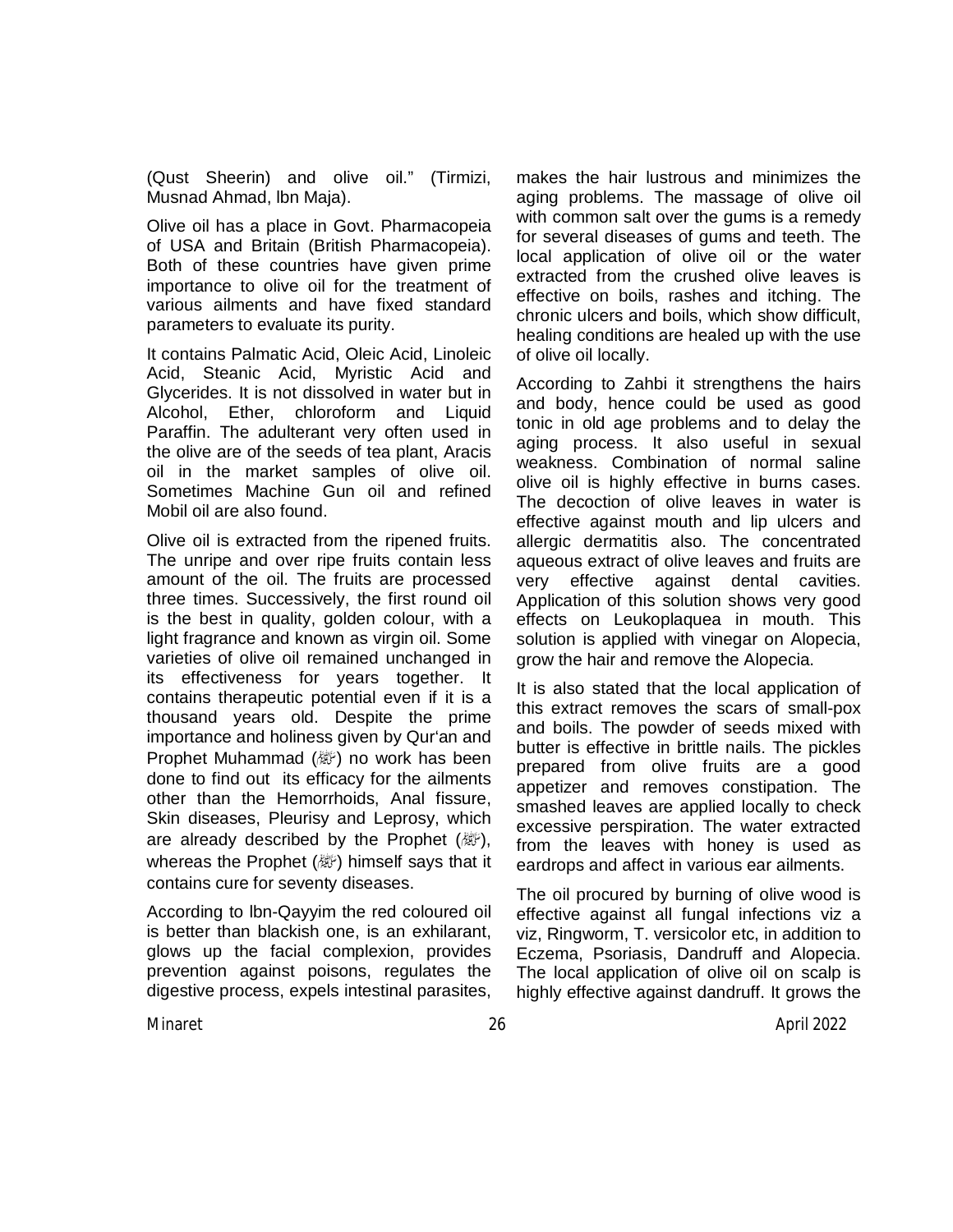(Qust Sheerin) and olive oil." (Tirmizi, Musnad Ahmad, Ibn Maja).

Olive oil has a place in Govt. Pharmacopeia of USA and Britain (British Pharmacopeia). Both of these countries have given prime importance to olive oil for the treatment of various ailments and have fixed standard parameters to evaluate its purity.

It contains Palmatic Acid, Oleic Acid, Linoleic Acid, Steanic Acid, Myristic Acid and Glycerides. It is not dissolved in water but in Alcohol, Ether, chloroform and Liquid Paraffin. The adulterant very often used in the olive are of the seeds of tea plant, Aracis oil in the market samples of olive oil. Sometimes Machine Gun oil and refined Mobil oil are also found.

Olive oil is extracted from the ripened fruits. The unripe and over ripe fruits contain less amount of the oil. The fruits are processed three times. Successively, the first round oil is the best in quality, golden colour, with a light fragrance and known as virgin oil. Some varieties of olive oil remained unchanged in its effectiveness for years together. It contains therapeutic potential even if it is a thousand years old. Despite the prime importance and holiness given by Qur'an and Prophet Muhammad (ﷺ) no work has been done to find out its efficacy for the ailments other than the Hemorrhoids, Anal fissure, Skin diseases, Pleurisy and Leprosy, which are already described by the Prophet (ﷺ), whereas the Prophet (ﷺ) himself says that it contains cure for seventy diseases.

According to Ibn-Qayyim the red coloured oil is better than blackish one, is an exhilarant, glows up the facial complexion, provides prevention against poisons, regulates the digestive process, expels intestinal parasites, makes the hair lustrous and minimizes the aging problems. The massage of olive oil with common salt over the gums is a remedy for several diseases of gums and teeth. The local application of olive oil or the water extracted from the crushed olive leaves is effective on boils, rashes and itching. The chronic ulcers and boils, which show difficult, healing conditions are healed up with the use of olive oil locally.

According to Zahbi it strengthens the hairs and body, hence could be used as good tonic in old age problems and to delay the aging process. It also useful in sexual weakness. Combination of normal saline olive oil is highly effective in burns cases. The decoction of olive leaves in water is effective against mouth and lip ulcers and allergic dermatitis also. The concentrated aqueous extract of olive leaves and fruits are very effective against dental cavities. Application of this solution shows very good effects on Leukoplaquea in mouth. This solution is applied with vinegar on Alopecia, grow the hair and remove the Alopecia.

It is also stated that the local application of this extract removes the scars of small-pox and boils. The powder of seeds mixed with butter is effective in brittle nails. The pickles prepared from olive fruits are a good appetizer and removes constipation. The smashed leaves are applied locally to check excessive perspiration. The water extracted from the leaves with honey is used as eardrops and affect in various ear ailments.

The oil procured by burning of olive wood is effective against all fungal infections viz a viz, Ringworm, T. versicolor etc, in addition to Eczema, Psoriasis, Dandruff and Alopecia. The local application of olive oil on scalp is highly effective against dandruff. It grows the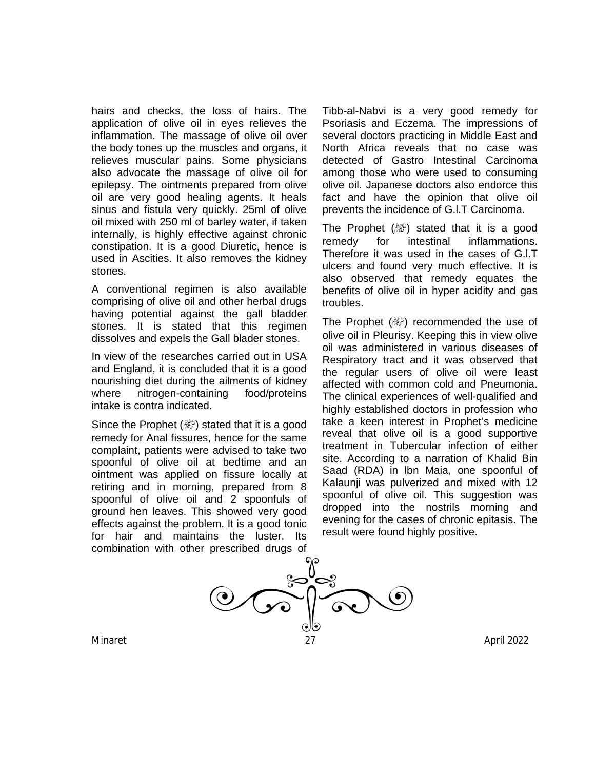hairs and checks, the loss of hairs. The application of olive oil in eyes relieves the inflammation. The massage of olive oil over the body tones up the muscles and organs, it relieves muscular pains. Some physicians also advocate the massage of olive oil for epilepsy. The ointments prepared from olive oil are very good healing agents. It heals sinus and fistula very quickly. 25ml of olive oil mixed with 250 ml of barley water, if taken internally, is highly effective against chronic constipation. It is a good Diuretic, hence is used in Ascities. It also removes the kidney stones.

A conventional regimen is also available comprising of olive oil and other herbal drugs having potential against the gall bladder stones. It is stated that this regimen dissolves and expels the Gall blader stones.

In view of the researches carried out in USA and England, it is concluded that it is a good nourishing diet during the ailments of kidney where nitrogen-containing food/proteins intake is contra indicated.

Since the Prophet (ﷺ) stated that it is a good remedy for Anal fissures, hence for the same complaint, patients were advised to take two spoonful of olive oil at bedtime and an ointment was applied on fissure locally at retiring and in morning, prepared from 8 spoonful of olive oil and 2 spoonfuls of ground hen leaves. This showed very good effects against the problem. It is a good tonic for hair and maintains the luster. Its combination with other prescribed drugs of Tibb-al-Nabvi is a very good remedy for Psoriasis and Eczema. The impressions of several doctors practicing in Middle East and North Africa reveals that no case was detected of Gastro Intestinal Carcinoma among those who were used to consuming olive oil. Japanese doctors also endorce this fact and have the opinion that olive oil prevents the incidence of G.I.T Carcinoma.

The Prophet (ﷺ) stated that it is a good remedy for intestinal inflammations. Therefore it was used in the cases of G.I.T ulcers and found very much effective. It is also observed that remedy equates the benefits of olive oil in hyper acidity and gas troubles.

The Prophet (ﷺ) recommended the use of olive oil in Pleurisy. Keeping this in view olive oil was administered in various diseases of Respiratory tract and it was observed that the regular users of olive oil were least affected with common cold and Pneumonia. The clinical experiences of well-qualified and highly established doctors in profession who take a keen interest in Prophet's medicine reveal that olive oil is a good supportive treatment in Tubercular infection of either site. According to a narration of Khalid Bin Saad (RDA) in Ibn Maia, one spoonful of Kalaunji was pulverized and mixed with 12 spoonful of olive oil. This suggestion was dropped into the nostrils morning and evening for the cases of chronic epitasis. The result were found highly positive.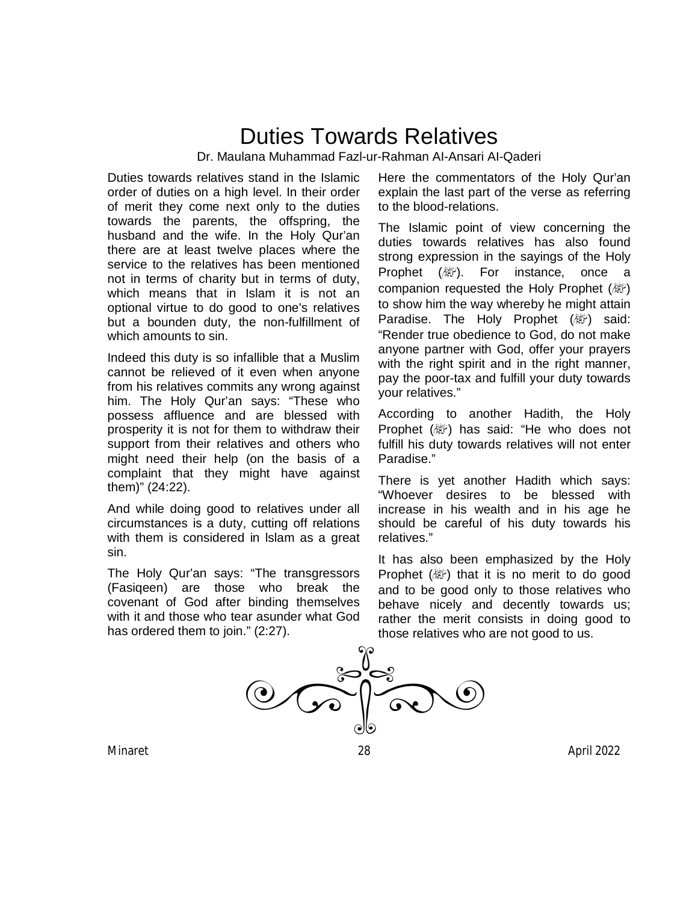# Duties Towards Relatives

Dr. Maulana Muhammad Fazl-ur-Rahman Al-Ansari Al-Qaderi

Duties towards relatives stand in the Islamic order of duties on a high level. In their order of merit they come next only to the duties towards the parents, the offspring, the husband and the wife. In the Holy Qur'an there are at least twelve places where the service to the relatives has been mentioned not in terms of charity but in terms of duty, which means that in Islam it is not an optional virtue to do good to one's relatives but a bounden duty, the non-fulfillment of which amounts to sin.

Indeed this duty is so infallible that a Muslim cannot be relieved of it even when anyone from his relatives commits any wrong against him. The Holy Qur'an says: "These who possess affluence and are blessed with prosperity it is not for them to withdraw their support from their relatives and others who might need their help (on the basis of a complaint that they might have against them)" (24:22).

And while doing good to relatives under all circumstances is a duty, cutting off relations with them is considered in Islam as a great sin.

The Holy Qur'an says: "The transgressors (Fasiqeen) are those who break the covenant of God after binding themselves with it and those who tear asunder what God has ordered them to join." (2:27).

Here the commentators of the Holy Qur'an explain the last part of the verse as referring to the blood-relations.

The Islamic point of view concerning the duties towards relatives has also found strong expression in the sayings of the Holy Prophet (ﷺ). For instance, once a companion requested the Holy Prophet (ﷺ) to show him the way whereby he might attain Paradise. The Holy Prophet (ﷺ) said: "Render true obedience to God, do not make anyone partner with God, offer your prayers with the right spirit and in the right manner, pay the poor-tax and fulfill your duty towards your relatives."

According to another Hadith, the Holy Prophet (ﷺ) has said: "He who does not fulfill his duty towards relatives will not enter Paradise."

There is yet another Hadith which says: "Whoever desires to be blessed with increase in his wealth and in his age he should be careful of his duty towards his relatives."

It has also been emphasized by the Holy Prophet (ﷺ) that it is no merit to do good and to be good only to those relatives who behave nicely and decently towards us; rather the merit consists in doing good to those relatives who are not good to us.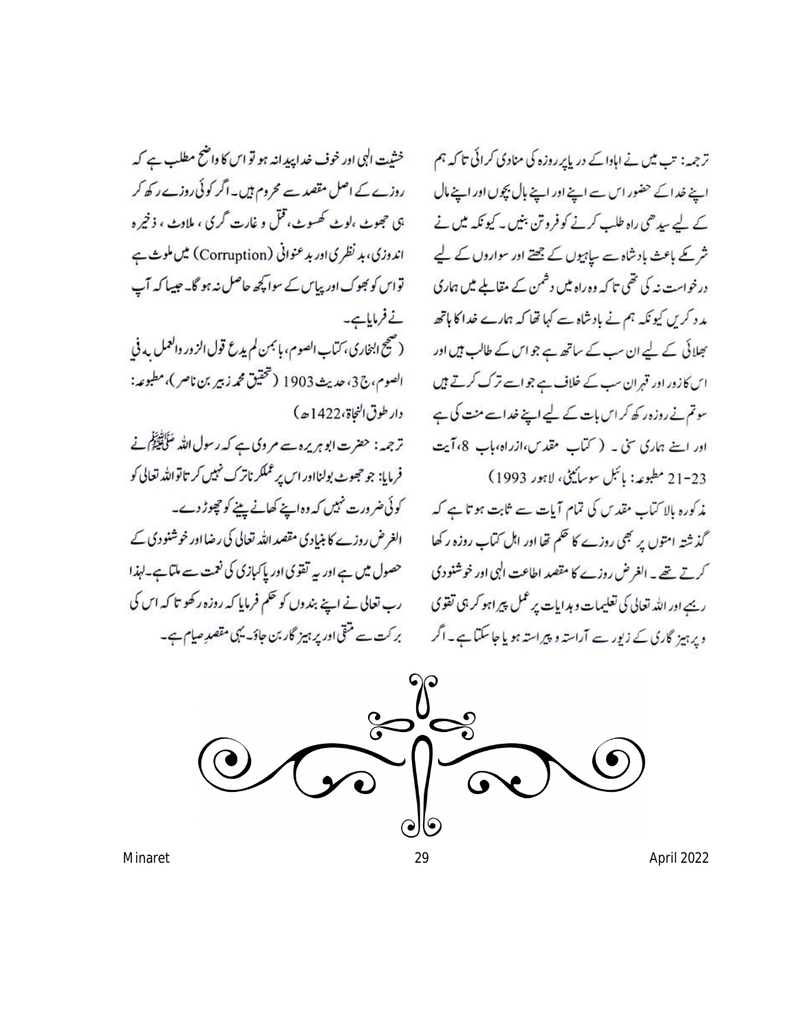ترجمہ: تب میں نے اہاوا کے دریا پر روزہ کی منادی کرائی تا کہ ہم اپنے خدا کے حضور اس سے اپنے اور اپنے بال بچوں اور اپنے مال کے لیے سیدھی راہ طلب کرنے کو فروتن بنیں۔ کیونکہ میں نے شرم کے باعث بادشاہ سے سپاہیوں کے جتھے اور سواروں کے لیے درخواست نہ کی تھی تا کہ وہ راہ میں دشمن کے مقابلے میں ہماری مدد کریں کیونکہ ہم نے بادشاہ سے کہا تھا کہ ہمارے خدا کا ہاتھ بھلائی کے لیے ان سب کے ساتھ ہے جو اس کے طالب ہیں اور اس کا زور اور قہر ان سب کے خلاف ہے جو اسے ترک کرتے ہیں سو تم نے روزہ رکھ کر اس بات کے لیے اپنے خدا سے منت کی ہے اور اسنے ہماری سنی۔ (کتاب مقدس، ازراہ، باب 8، آیت 21-23 مطبوعہ: بائبل سوسائٹی، لاہور 1993)

مذکورہ بالا کتاب مقدس کی تمام آیات سے ثابت ہوتا ہے کہ گذشتہ امتوں پر بھی روزے کا حکم تھا اور اہل کتاب روزہ رکھا کرتے تھے۔ الغرض روزے کا مقصد اطاعت الٰہی اور خوشنودی ربّ ہے اور اللہ تعالیٰ کی تعلیمات و ہدایات پر عمل پیرا ہو کر ہی تقوی و پرہیز گاری کے زیور سے آراستہ و پیراستہ ہو یا جا سکتا ہے۔ اگر خشیت الٰہی اور خوف خدا پیدا نہ ہو تو اس کا واضح مطلب ہے کہ روزے کے اصل مقصد سے محروم ہیں۔ اگر کوئی روزے رکھ کر ہی جھوٹ، لوٹ کھسوٹ، قتل و غارت گری، ملاوٹ، ذخیرہ اندوزی، بد نظری اور بدعنوانی (Corruption) میں ملوث ہے تو اس کو بھوک اور پیاس کے سوا کچھ حاصل نہ ہو گا۔ جیسا کہ آپ نے فرمایا ہے۔

(صحیح البخاری، کتاب الصوم، باب من لم یدع قول الزور والعمل به في الصوم، ج 3، حدیث 1903 (تحقیق محمد زہیر بن ناصر)، مطبوعہ: دار طوق النجاۃ، 1422ھ)

ترجمہ: حضرت ابو ہریرہ سے مروی ہے کہ رسول اللہ ﷺ نے فرمایا: جو جھوٹ بولنا اور اس پر عمل کرنا ترک نہیں کرتا تو اللہ تعالیٰ کو کوئی ضرورت نہیں کہ وہ اپنے کھانے پینے کو چھوڑ دے۔

الغرض روزے کا بنیادی مقصد اللہ تعالیٰ کی رضا اور خوشنودی کے حصول میں ہے اور یہ تقوی اور پاکبازی کی نعمت سے ملتا ہے۔ لہٰذا رب تعالیٰ نے اپنے بندوں کو حکم فرمایا کہ روزہ رکھو تا کہ اس کی برکت سے متقی اور پرہیز گار بن جاؤ۔ یہی مقصدِ صیام ہے۔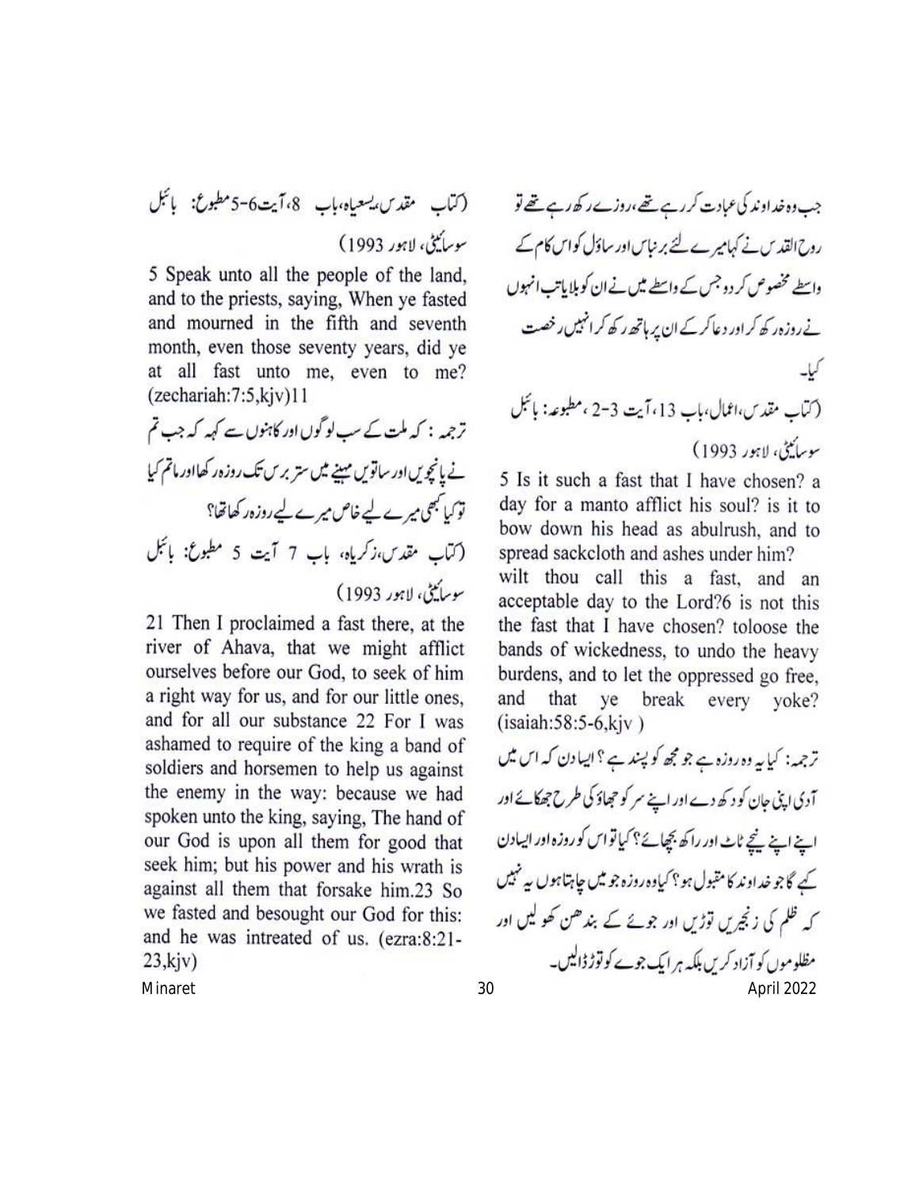جب وہ خداوند کی عبادت کر رہے تھے، روزے رکھ رہے تھے تو روح القدس نے کہا میرے لئے برنباس اور ساؤل کو اس کام کے واسطے مخصوص کر دو جس کے واسطے میں نے ان کو بلایا تب انہوں نے روزہ رکھ کر اور دعا کر کے ان پر ہاتھ رکھ کر انہیں رخصت کیا۔

(کتاب مقدس، اعمال، باب 13، آیت 3-2، مطبوعہ: بائبل سوسائیٹی، لاہور 1993)

5 Is it such a fast that I have chosen? a day for a manto afflict his soul? is it to bow down his head as abulrush, and to spread sackcloth and ashes under him? wilt thou call this a fast, and an acceptable day to the Lord?6 is not this the fast that I have chosen? toloose the bands of wickedness, to undo the heavy burdens, and to let the oppressed go free, and that ye break every yoke? (isaiah:58:5-6,kjv )

ترجمہ: کیا یہ وہ روزہ ہے جو مجھ کو پسند ہے؟ ایسا دن کہ اس میں آدمی اپنی جان کو دکھ دے اور اپنے سر کو جھاؤ کی طرح جھکائے اور اپنے نیچے ٹاٹ اور راکھ بچھائے؟ کیا تو اس کو روزہ اور ایسا دن کہے گا جو خداوند کا مقبول ہو؟ کیا وہ روزہ جو میں چاہتا ہوں یہ نہیں کہ ظلم کی زنجیریں توڑیں اور جوئے کے بندھن کھولیں اور مظلوموں کو آزاد کریں بلکہ ہر ایک جوئے کو توڑ ڈالیں۔

(کتاب مقدس، یسعیاہ، باب 8، آیت 6-5 مطبوع: بائبل سوسائیٹی، لاہور 1993)

5 Speak unto all the people of the land, and to the priests, saying, When ye fasted and mourned in the fifth and seventh month, even those seventy years, did ye at all fast unto me, even to me? (zechariah:7:5,kjv)11

ترجمہ: کہ ملت کے سب لوگوں اور کاہنوں سے کہہ کہ جب تم نے پانچویں اور ساتویں مہینے میں ستر برس تک روزہ رکھا اور ماتم کیا تو کیا کبھی میرے لیے خاص میرے لیے روزہ رکھا تھا؟

(کتاب مقدس، زکریاہ، باب 7 آیت 5 مطبوع: بائبل سوسائیٹی، لاہور 1993)

21 Then I proclaimed a fast there, at the river of Ahava, that we might afflict ourselves before our God, to seek of him a right way for us, and for our little ones, and for all our substance 22 For I was ashamed to require of the king a band of soldiers and horsemen to help us against the enemy in the way: because we had spoken unto the king, saying, The hand of our God is upon all them for good that seek him; but his power and his wrath is against all them that forsake him.23 So we fasted and besought our God for this: and he was intreated of us. (ezra:8:21-23,kjv)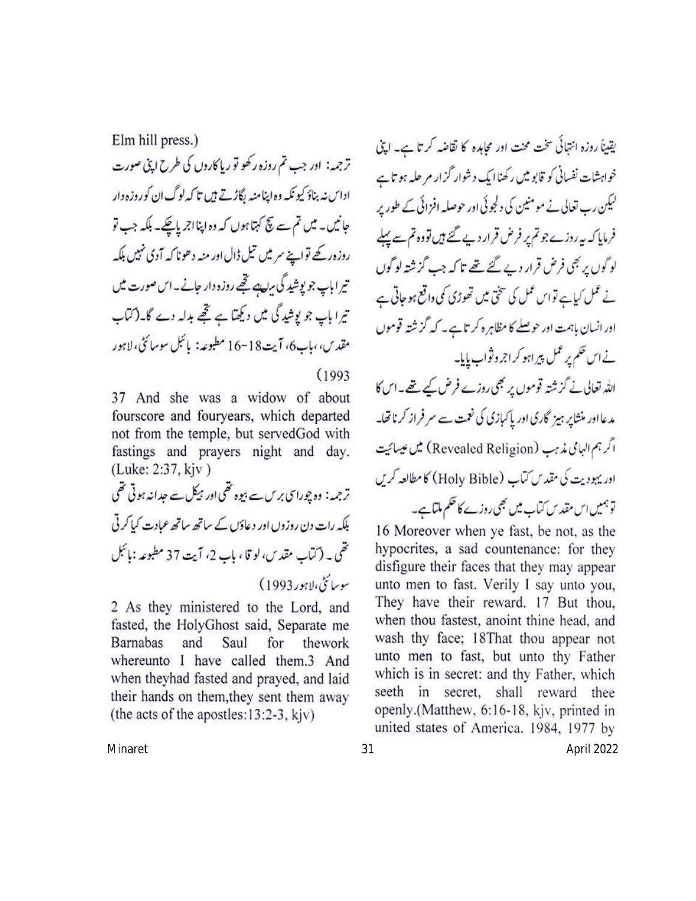یقیناً روزہ انتہائی سخت محنت اور مجاہدہ کا تقاضہ کرتا ہے۔ اپنی خواہشات نفسانی کو قابو میں رکھنا ایک دشوار گزار مرحلہ ہوتا ہے لیکن رب تعالی نے مومنین کی دلجوئی اور حوصلہ افزائی کے طور پر فرمایا کہ یہ روزے جو تم پر فرض قرار دیے گئے ہیں تو وہ تم سے پہلے لوگوں پر بھی فرض قرار دیے گئے تھے تاکہ جب گزشتہ لوگوں نے عمل کیا ہے تو اس عمل کی سختی میں تھوڑی کمی واقع ہو جاتی ہے اور انسان باہمت اور حوصلے کا مظاہرہ کرتا ہے۔ کہ گزشتہ قوموں نے اس حکم پر عمل پیرا ہو کر اجر و ثواب پایا۔

اللہ تعالی نے گزشتہ قوموں پر بھی روزے فرض کیے تھے۔ اس کا مدعا اور منشا پرہیز گاری اور پاکبازی کی نعمت سے سرفراز کرنا تھا۔ اگر ہم الہامی مذہب (Revealed Religion) میں عیسائیت اور یہودیت کی مقدس کتاب (Holy Bible) کا مطالعہ کریں تو ہمیں اس مقدس کتاب میں بھی روزے کا حکم ملتا ہے۔

16 Moreover when ye fast, be not, as the hypocrites, a sad countenance: for they disfigure their faces that they may appear unto men to fast. Verily I say unto you, They have their reward. 17 But thou, when thou fastest, anoint thine head, and wash thy face; 18That thou appear not unto men to fast, but unto thy Father which is in secret: and thy Father, which seeth in secret, shall reward thee openly.(Matthew, 6:16-18, kjv, printed in united states of America. 1984, 1977 by Elm hill press.)

ترجمہ: اور جب تم روزہ رکھو تو ریاکاروں کی طرح اپنی صورت اداس نہ بناؤ کیونکہ وہ اپنا منہ بگاڑتے ہیں تاکہ لوگ ان کو روزہ دار جانیں۔ میں تم سے سچ کہتا ہوں کہ وہ اپنا اجر پا چکے۔ بلکہ جب تو روزہ رکھے تو اپنے سر میں تیل ڈال اور منہ دھو تاکہ آدمی نہیں بلکہ تیرا باپ جو پوشیدگی میں ہے تجھے روزہ دار جانے۔ اس صورت میں تیرا باپ جو پوشیدگی میں دیکھتا ہے تجھے بدلہ دے گا۔ (کتاب مقدس، ، باب 6، آیت 18-16 مطبوعہ: بائبل سوسائٹی، لاہور 1993)

37 And she was a widow of about fourscore and fouryears, which departed not from the temple, but servedGod with fastings and prayers night and day. (Luke: 2:37, kjv )

ترجمہ: وہ چوراسی برس سے بیوہ تھی اور ہیکل سے جدا نہ ہوتی تھی بلکہ رات دن روزوں اور دعاؤں کے ساتھ ساتھ عبادت کیا کرتی تھی۔ (کتاب مقدس، لوقا، باب 2، آیت 37 مطبوعہ: بائبل سوسائٹی، لاہور 1993)

2 As they ministered to the Lord, and fasted, the HolyGhost said, Separate me Barnabas and Saul for thework whereunto I have called them.3 And when theyhad fasted and prayed, and laid their hands on them,they sent them away (the acts of the apostles:13:2-3, kjv)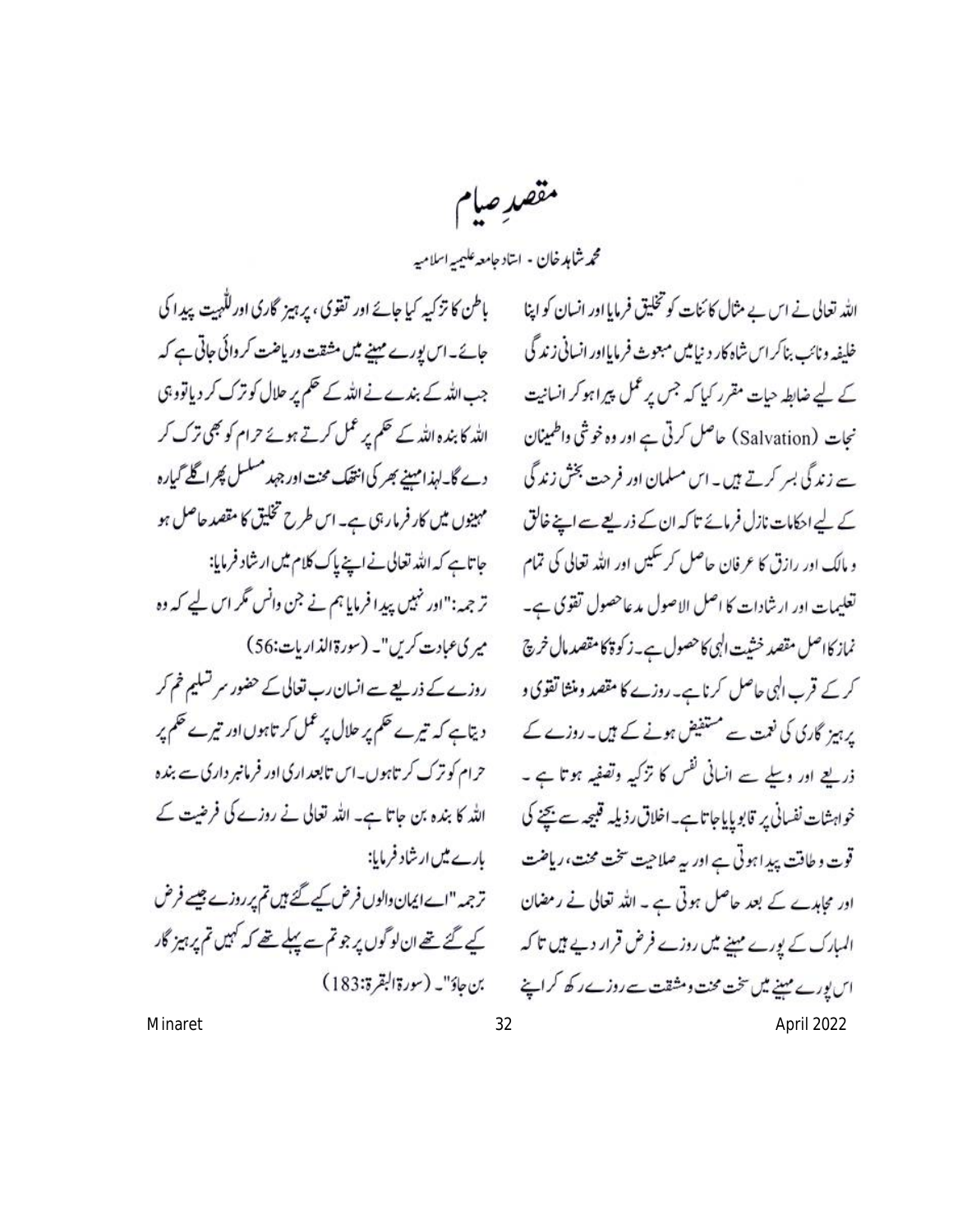# مقصدِ صیام

محمد شاہد خان - استاد جامعہ علیمیہ اسلامیہ

اللہ تعالی نے اس بے مثال کائنات کو تخلیق فرمایا اور انسان کو اپنا خلیفہ ونائب بنا کر اس شاہ کار دنیا میں مبعوث فرمایا اور انسانی زندگی کے لیے ضابطہ حیات مقرر کیا کہ جس پر عمل پیرا ہو کر انسانیت نجات (Salvation) حاصل کرتی ہے اور وہ خوشی واطمینان سے زندگی بسر کرتے ہیں۔ اس مسلمان اور فرحت بخش زندگی کے لیے احکامات نازل فرمائے تاکہ ان کے ذریعے سے اپنے خالق و مالک اور رازق کا عرفان حاصل کر سکیں اور اللہ تعالی کی تمام تعلیمات اور ارشادات کا اصل الاصول مدعا حصول تقوی ہے۔ نماز کا اصل مقصد خشیت الہی کا حصول ہے۔ زکوۃ کا مقصد مال خرچ کر کے قرب الہی حاصل کرنا ہے۔ روزے کا مقصد ومنشا تقوی و پرہیز گاری کی نعمت سے مستفیض ہونے کے ہیں۔ روزے کے ذریعے اور وسیلے سے انسانی نفس کا تزکیہ وتصفیہ ہوتا ہے۔ خواہشات نفسانی پر قابو پایا جاتا ہے۔ اخلاق رذیلہ قبیحہ سے بچنے کی قوت و طاقت پیدا ہوتی ہے اور یہ صلاحیت سخت محنت، ریاضت اور مجاہدے کے بعد حاصل ہوتی ہے۔ اللہ تعالی نے رمضان المبارک کے پورے مہینے میں روزے فرض قرار دیے ہیں تاکہ اس پورے مہینے میں سخت محنت ومشقت سے روزے رکھ کر اپنے باطن کا تزکیہ کیا جائے اور تقوی، پرہیز گاری اور للّٰہیت پیدا کی جائے۔ اس پورے مہینے میں مشقت وریاضت کروائی جاتی ہے کہ جب اللہ کے بندے نے اللہ کے حکم پر حلال کو ترک کر دیا تو وہی اللہ کا بندہ اللہ کے حکم پر عمل کرتے ہوئے حرام کو بھی ترک کر دے گا۔ لہذا مہینے بھر کی انتھک محنت اور جہد مسلسل پھر اگلے گیارہ مہینوں میں کار فرما رہی ہے۔ اس طرح تخلیق کا مقصد حاصل ہو جاتا ہے کہ اللہ تعالی نے اپنے پاک کلام میں ارشاد فرمایا:

ترجمہ: "اور نہیں پیدا فرمایا ہم نے جن وانس مگر اس لیے کہ وہ میری عبادت کریں"۔ (سورۃ الذاریات:56)

روزے کے ذریعے سے انسان رب تعالی کے حضور سر تسلیم خم کر دیتا ہے کہ تیرے حکم پر حلال پر عمل کر تا ہوں اور تیرے حکم پر حرام کو ترک کر تا ہوں۔ اس تابعداری اور فرمانبر داری سے بندہ اللہ کا بندہ بن جاتا ہے۔ اللہ تعالی نے روزے کی فرضیت کے بارے میں ارشاد فرمایا:

ترجمہ "اے ایمان والوں فرض کیے گئے ہیں تم پر روزے جیسے فرض کیے گئے تھے ان لوگوں پر جو تم سے پہلے تھے کہ کہیں تم پرہیز گار بن جاؤ"۔ (سورۃ البقرۃ:183)